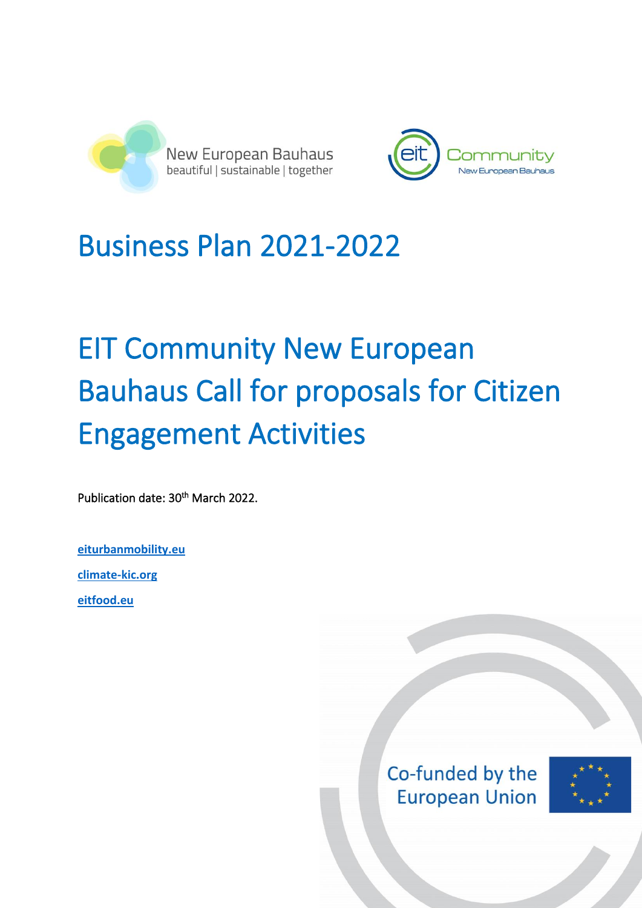New European Bauhaus
beautiful | sustainable | together

eit Community
New European Bauhaus

# Business Plan 2021-2022

# EIT Community New European Bauhaus Call for proposals for Citizen Engagement Activities

Publication date: 30th March 2022.

**eiturbanmobility.eu**

**climate-kic.org**

**eitfood.eu**

Co-funded by the European Union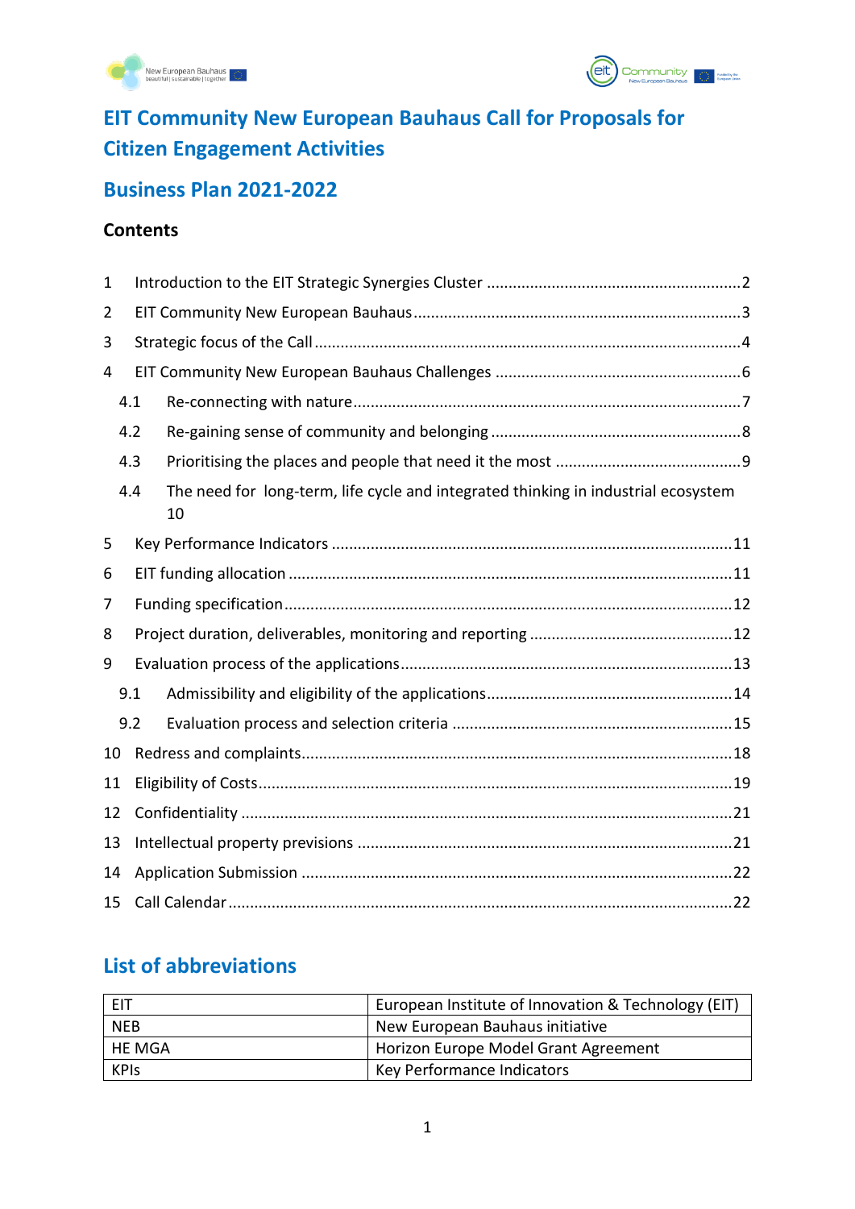# EIT Community New European Bauhaus Call for Proposals for Citizen Engagement Activities

## Business Plan 2021-2022

### Contents

1 Introduction to the EIT Strategic Synergies Cluster ..... 2
2 EIT Community New European Bauhaus ..... 3
3 Strategic focus of the Call ..... 4
4 EIT Community New European Bauhaus Challenges ..... 6
  4.1 Re-connecting with nature ..... 7
  4.2 Re-gaining sense of community and belonging ..... 8
  4.3 Prioritising the places and people that need it the most ..... 9
  4.4 The need for long-term, life cycle and integrated thinking in industrial ecosystem 10
5 Key Performance Indicators ..... 11
6 EIT funding allocation ..... 11
7 Funding specification ..... 12
8 Project duration, deliverables, monitoring and reporting ..... 12
9 Evaluation process of the applications ..... 13
  9.1 Admissibility and eligibility of the applications ..... 14
  9.2 Evaluation process and selection criteria ..... 15
10 Redress and complaints ..... 18
11 Eligibility of Costs ..... 19
12 Confidentiality ..... 21
13 Intellectual property previsions ..... 21
14 Application Submission ..... 22
15 Call Calendar ..... 22

## List of abbreviations

| | |
|---|---|
| EIT | European Institute of Innovation & Technology (EIT) |
| NEB | New European Bauhaus initiative |
| HE MGA | Horizon Europe Model Grant Agreement |
| KPIs | Key Performance Indicators |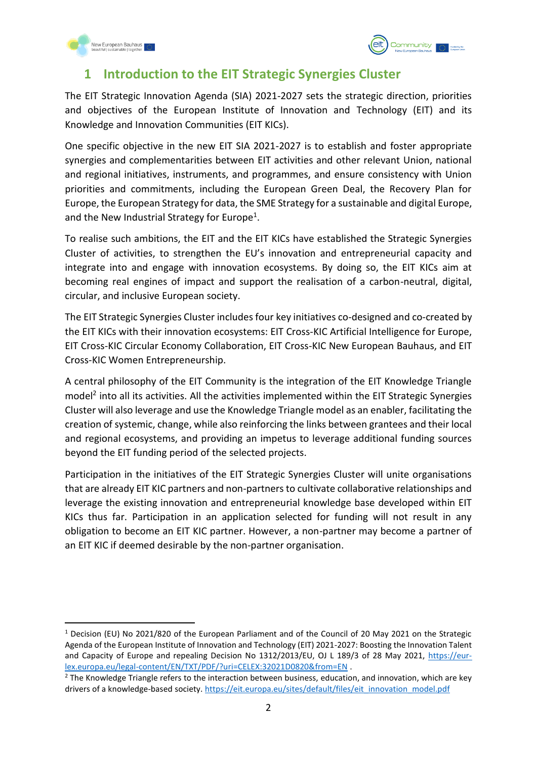# 1 Introduction to the EIT Strategic Synergies Cluster

The EIT Strategic Innovation Agenda (SIA) 2021-2027 sets the strategic direction, priorities and objectives of the European Institute of Innovation and Technology (EIT) and its Knowledge and Innovation Communities (EIT KICs).

One specific objective in the new EIT SIA 2021-2027 is to establish and foster appropriate synergies and complementarities between EIT activities and other relevant Union, national and regional initiatives, instruments, and programmes, and ensure consistency with Union priorities and commitments, including the European Green Deal, the Recovery Plan for Europe, the European Strategy for data, the SME Strategy for a sustainable and digital Europe, and the New Industrial Strategy for Europe[1].

To realise such ambitions, the EIT and the EIT KICs have established the Strategic Synergies Cluster of activities, to strengthen the EU's innovation and entrepreneurial capacity and integrate into and engage with innovation ecosystems. By doing so, the EIT KICs aim at becoming real engines of impact and support the realisation of a carbon-neutral, digital, circular, and inclusive European society.

The EIT Strategic Synergies Cluster includes four key initiatives co-designed and co-created by the EIT KICs with their innovation ecosystems: EIT Cross-KIC Artificial Intelligence for Europe, EIT Cross-KIC Circular Economy Collaboration, EIT Cross-KIC New European Bauhaus, and EIT Cross-KIC Women Entrepreneurship.

A central philosophy of the EIT Community is the integration of the EIT Knowledge Triangle model[2] into all its activities. All the activities implemented within the EIT Strategic Synergies Cluster will also leverage and use the Knowledge Triangle model as an enabler, facilitating the creation of systemic, change, while also reinforcing the links between grantees and their local and regional ecosystems, and providing an impetus to leverage additional funding sources beyond the EIT funding period of the selected projects.

Participation in the initiatives of the EIT Strategic Synergies Cluster will unite organisations that are already EIT KIC partners and non-partners to cultivate collaborative relationships and leverage the existing innovation and entrepreneurial knowledge base developed within EIT KICs thus far. Participation in an application selected for funding will not result in any obligation to become an EIT KIC partner. However, a non-partner may become a partner of an EIT KIC if deemed desirable by the non-partner organisation.

---

[1] Decision (EU) No 2021/820 of the European Parliament and of the Council of 20 May 2021 on the Strategic Agenda of the European Institute of Innovation and Technology (EIT) 2021-2027: Boosting the Innovation Talent and Capacity of Europe and repealing Decision No 1312/2013/EU, OJ L 189/3 of 28 May 2021, https://eur-lex.europa.eu/legal-content/EN/TXT/PDF/?uri=CELEX:32021D0820&from=EN .

[2] The Knowledge Triangle refers to the interaction between business, education, and innovation, which are key drivers of a knowledge-based society. https://eit.europa.eu/sites/default/files/eit_innovation_model.pdf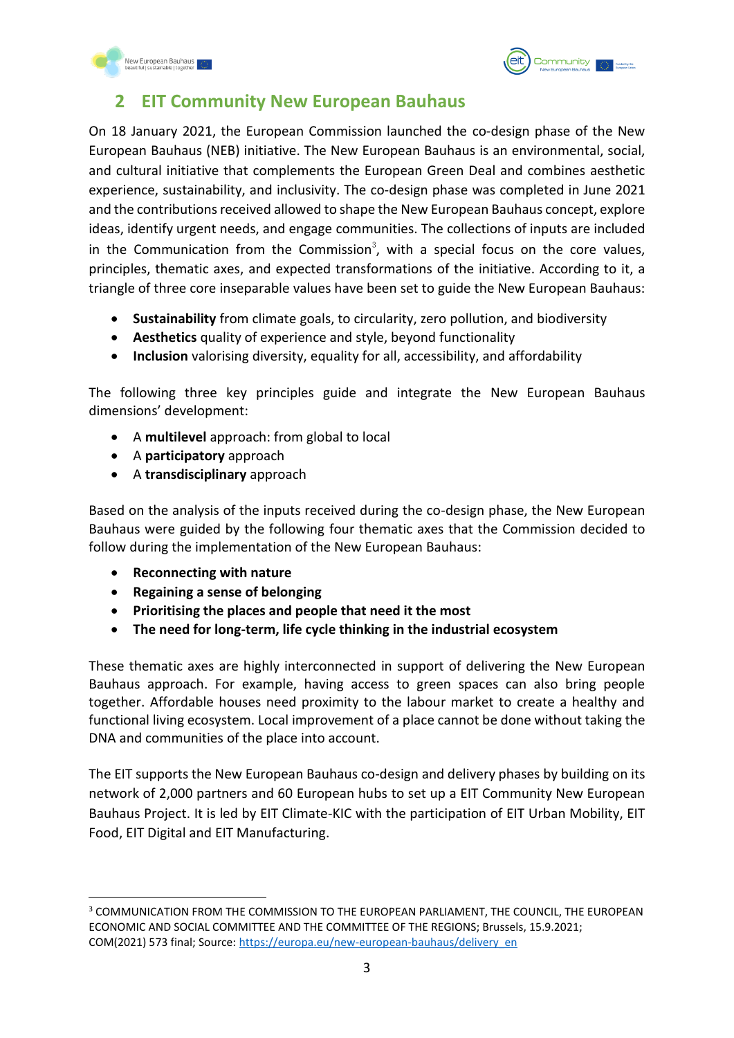## 2 EIT Community New European Bauhaus

On 18 January 2021, the European Commission launched the co-design phase of the New European Bauhaus (NEB) initiative. The New European Bauhaus is an environmental, social, and cultural initiative that complements the European Green Deal and combines aesthetic experience, sustainability, and inclusivity. The co-design phase was completed in June 2021 and the contributions received allowed to shape the New European Bauhaus concept, explore ideas, identify urgent needs, and engage communities. The collections of inputs are included in the Communication from the Commission[3], with a special focus on the core values, principles, thematic axes, and expected transformations of the initiative. According to it, a triangle of three core inseparable values have been set to guide the New European Bauhaus:

- **Sustainability** from climate goals, to circularity, zero pollution, and biodiversity
- **Aesthetics** quality of experience and style, beyond functionality
- **Inclusion** valorising diversity, equality for all, accessibility, and affordability

The following three key principles guide and integrate the New European Bauhaus dimensions' development:

- A **multilevel** approach: from global to local
- A **participatory** approach
- A **transdisciplinary** approach

Based on the analysis of the inputs received during the co-design phase, the New European Bauhaus were guided by the following four thematic axes that the Commission decided to follow during the implementation of the New European Bauhaus:

- **Reconnecting with nature**
- **Regaining a sense of belonging**
- **Prioritising the places and people that need it the most**
- **The need for long-term, life cycle thinking in the industrial ecosystem**

These thematic axes are highly interconnected in support of delivering the New European Bauhaus approach. For example, having access to green spaces can also bring people together. Affordable houses need proximity to the labour market to create a healthy and functional living ecosystem. Local improvement of a place cannot be done without taking the DNA and communities of the place into account.

The EIT supports the New European Bauhaus co-design and delivery phases by building on its network of 2,000 partners and 60 European hubs to set up a EIT Community New European Bauhaus Project. It is led by EIT Climate-KIC with the participation of EIT Urban Mobility, EIT Food, EIT Digital and EIT Manufacturing.

[3] COMMUNICATION FROM THE COMMISSION TO THE EUROPEAN PARLIAMENT, THE COUNCIL, THE EUROPEAN ECONOMIC AND SOCIAL COMMITTEE AND THE COMMITTEE OF THE REGIONS; Brussels, 15.9.2021; COM(2021) 573 final; Source: https://europa.eu/new-european-bauhaus/delivery_en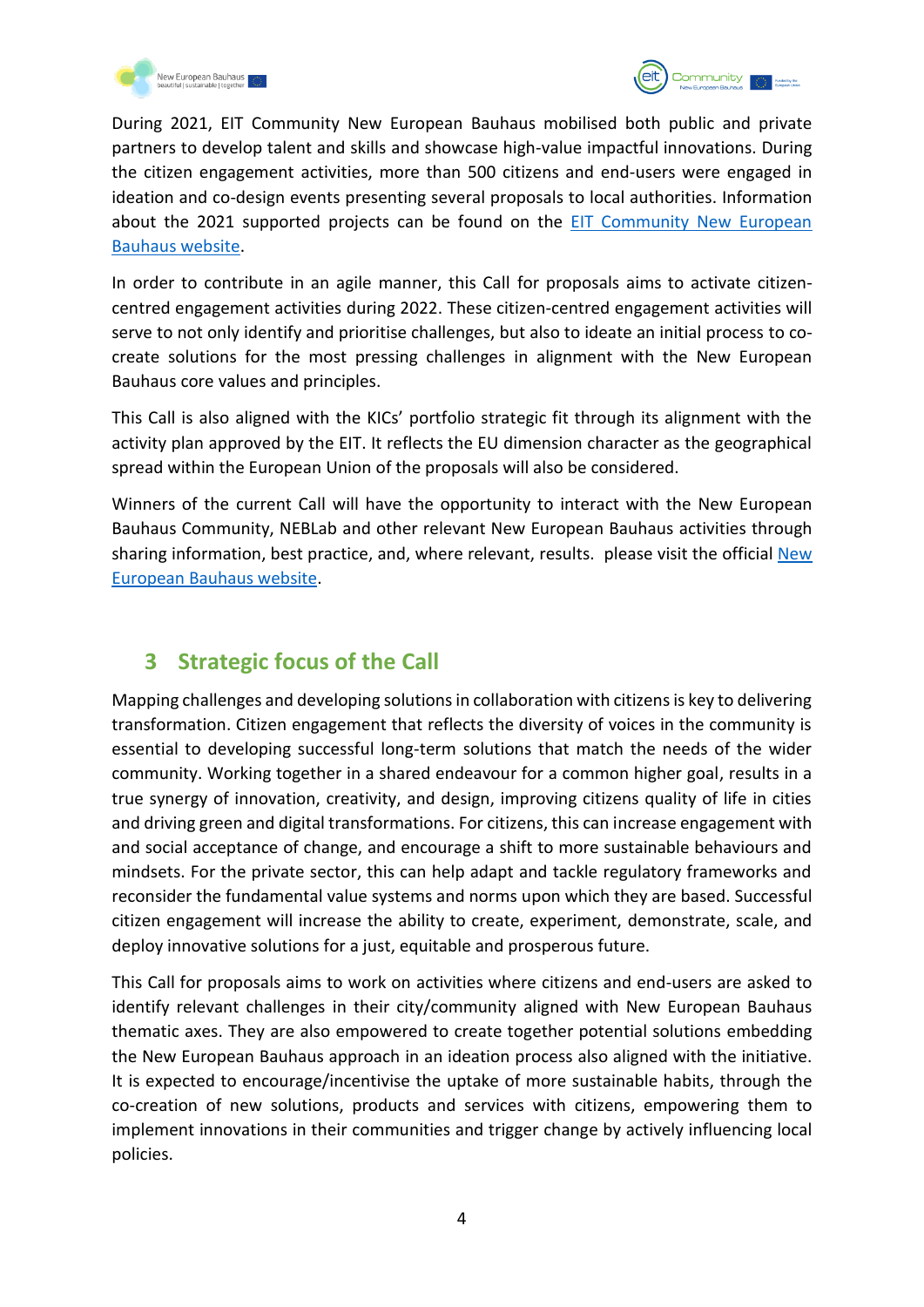During 2021, EIT Community New European Bauhaus mobilised both public and private partners to develop talent and skills and showcase high-value impactful innovations. During the citizen engagement activities, more than 500 citizens and end-users were engaged in ideation and co-design events presenting several proposals to local authorities. Information about the 2021 supported projects can be found on the [EIT Community New European Bauhaus website](#).

In order to contribute in an agile manner, this Call for proposals aims to activate citizen-centred engagement activities during 2022. These citizen-centred engagement activities will serve to not only identify and prioritise challenges, but also to ideate an initial process to co-create solutions for the most pressing challenges in alignment with the New European Bauhaus core values and principles.

This Call is also aligned with the KICs' portfolio strategic fit through its alignment with the activity plan approved by the EIT. It reflects the EU dimension character as the geographical spread within the European Union of the proposals will also be considered.

Winners of the current Call will have the opportunity to interact with the New European Bauhaus Community, NEBLab and other relevant New European Bauhaus activities through sharing information, best practice, and, where relevant, results. please visit the official [New European Bauhaus website](#).

## 3 Strategic focus of the Call

Mapping challenges and developing solutions in collaboration with citizens is key to delivering transformation. Citizen engagement that reflects the diversity of voices in the community is essential to developing successful long-term solutions that match the needs of the wider community. Working together in a shared endeavour for a common higher goal, results in a true synergy of innovation, creativity, and design, improving citizens quality of life in cities and driving green and digital transformations. For citizens, this can increase engagement with and social acceptance of change, and encourage a shift to more sustainable behaviours and mindsets. For the private sector, this can help adapt and tackle regulatory frameworks and reconsider the fundamental value systems and norms upon which they are based. Successful citizen engagement will increase the ability to create, experiment, demonstrate, scale, and deploy innovative solutions for a just, equitable and prosperous future.

This Call for proposals aims to work on activities where citizens and end-users are asked to identify relevant challenges in their city/community aligned with New European Bauhaus thematic axes. They are also empowered to create together potential solutions embedding the New European Bauhaus approach in an ideation process also aligned with the initiative. It is expected to encourage/incentivise the uptake of more sustainable habits, through the co-creation of new solutions, products and services with citizens, empowering them to implement innovations in their communities and trigger change by actively influencing local policies.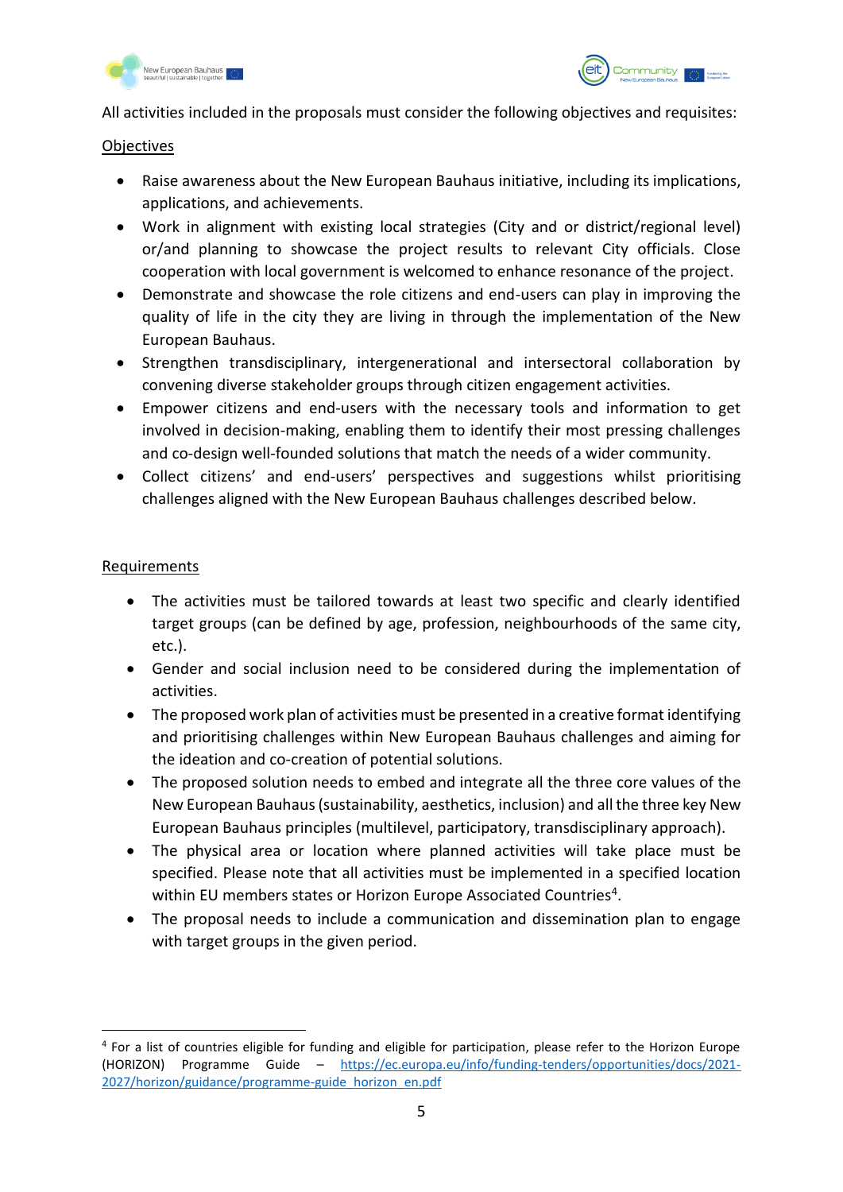All activities included in the proposals must consider the following objectives and requisites:

Objectives

- Raise awareness about the New European Bauhaus initiative, including its implications, applications, and achievements.
- Work in alignment with existing local strategies (City and or district/regional level) or/and planning to showcase the project results to relevant City officials. Close cooperation with local government is welcomed to enhance resonance of the project.
- Demonstrate and showcase the role citizens and end-users can play in improving the quality of life in the city they are living in through the implementation of the New European Bauhaus.
- Strengthen transdisciplinary, intergenerational and intersectoral collaboration by convening diverse stakeholder groups through citizen engagement activities.
- Empower citizens and end-users with the necessary tools and information to get involved in decision-making, enabling them to identify their most pressing challenges and co-design well-founded solutions that match the needs of a wider community.
- Collect citizens' and end-users' perspectives and suggestions whilst prioritising challenges aligned with the New European Bauhaus challenges described below.

Requirements

- The activities must be tailored towards at least two specific and clearly identified target groups (can be defined by age, profession, neighbourhoods of the same city, etc.).
- Gender and social inclusion need to be considered during the implementation of activities.
- The proposed work plan of activities must be presented in a creative format identifying and prioritising challenges within New European Bauhaus challenges and aiming for the ideation and co-creation of potential solutions.
- The proposed solution needs to embed and integrate all the three core values of the New European Bauhaus (sustainability, aesthetics, inclusion) and all the three key New European Bauhaus principles (multilevel, participatory, transdisciplinary approach).
- The physical area or location where planned activities will take place must be specified. Please note that all activities must be implemented in a specified location within EU members states or Horizon Europe Associated Countries[4].
- The proposal needs to include a communication and dissemination plan to engage with target groups in the given period.

[4] For a list of countries eligible for funding and eligible for participation, please refer to the Horizon Europe (HORIZON) Programme Guide – https://ec.europa.eu/info/funding-tenders/opportunities/docs/2021-2027/horizon/guidance/programme-guide_horizon_en.pdf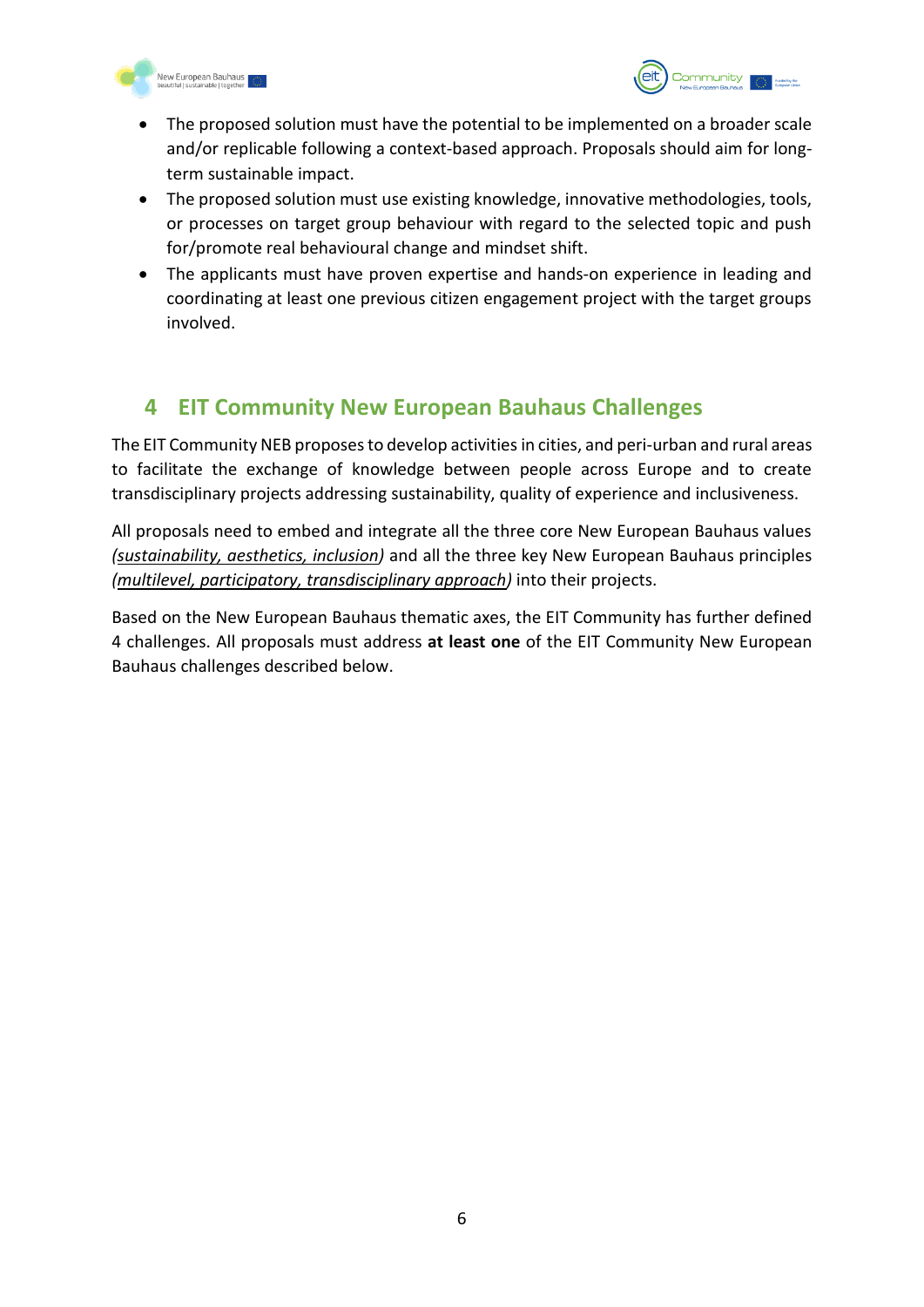- The proposed solution must have the potential to be implemented on a broader scale and/or replicable following a context-based approach. Proposals should aim for long-term sustainable impact.
- The proposed solution must use existing knowledge, innovative methodologies, tools, or processes on target group behaviour with regard to the selected topic and push for/promote real behavioural change and mindset shift.
- The applicants must have proven expertise and hands-on experience in leading and coordinating at least one previous citizen engagement project with the target groups involved.

# 4 EIT Community New European Bauhaus Challenges

The EIT Community NEB proposes to develop activities in cities, and peri-urban and rural areas to facilitate the exchange of knowledge between people across Europe and to create transdisciplinary projects addressing sustainability, quality of experience and inclusiveness.

All proposals need to embed and integrate all the three core New European Bauhaus values *(sustainability, aesthetics, inclusion)* and all the three key New European Bauhaus principles *(multilevel, participatory, transdisciplinary approach)* into their projects.

Based on the New European Bauhaus thematic axes, the EIT Community has further defined 4 challenges. All proposals must address **at least one** of the EIT Community New European Bauhaus challenges described below.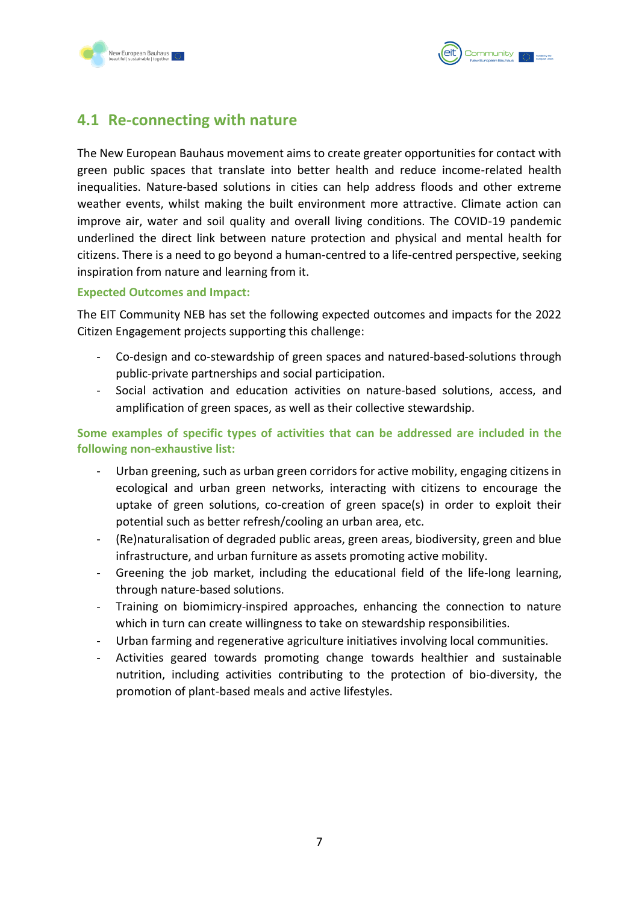## 4.1 Re-connecting with nature

The New European Bauhaus movement aims to create greater opportunities for contact with green public spaces that translate into better health and reduce income-related health inequalities. Nature-based solutions in cities can help address floods and other extreme weather events, whilst making the built environment more attractive. Climate action can improve air, water and soil quality and overall living conditions. The COVID-19 pandemic underlined the direct link between nature protection and physical and mental health for citizens. There is a need to go beyond a human-centred to a life-centred perspective, seeking inspiration from nature and learning from it.

**Expected Outcomes and Impact:**

The EIT Community NEB has set the following expected outcomes and impacts for the 2022 Citizen Engagement projects supporting this challenge:

- Co-design and co-stewardship of green spaces and natured-based-solutions through public-private partnerships and social participation.
- Social activation and education activities on nature-based solutions, access, and amplification of green spaces, as well as their collective stewardship.

**Some examples of specific types of activities that can be addressed are included in the following non-exhaustive list:**

- Urban greening, such as urban green corridors for active mobility, engaging citizens in ecological and urban green networks, interacting with citizens to encourage the uptake of green solutions, co-creation of green space(s) in order to exploit their potential such as better refresh/cooling an urban area, etc.
- (Re)naturalisation of degraded public areas, green areas, biodiversity, green and blue infrastructure, and urban furniture as assets promoting active mobility.
- Greening the job market, including the educational field of the life-long learning, through nature-based solutions.
- Training on biomimicry-inspired approaches, enhancing the connection to nature which in turn can create willingness to take on stewardship responsibilities.
- Urban farming and regenerative agriculture initiatives involving local communities.
- Activities geared towards promoting change towards healthier and sustainable nutrition, including activities contributing to the protection of bio-diversity, the promotion of plant-based meals and active lifestyles.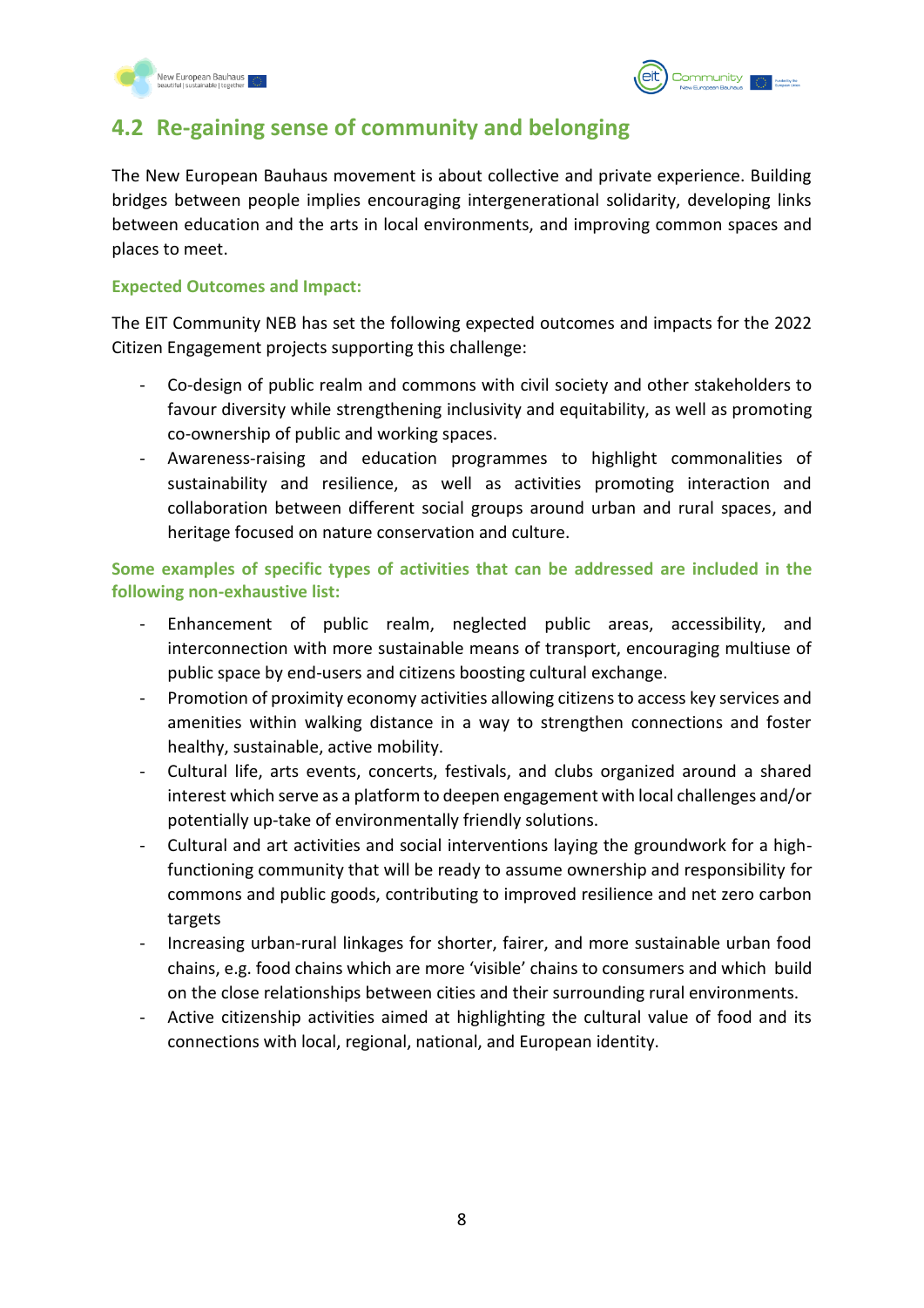## 4.2 Re-gaining sense of community and belonging

The New European Bauhaus movement is about collective and private experience. Building bridges between people implies encouraging intergenerational solidarity, developing links between education and the arts in local environments, and improving common spaces and places to meet.

**Expected Outcomes and Impact:**

The EIT Community NEB has set the following expected outcomes and impacts for the 2022 Citizen Engagement projects supporting this challenge:

- Co-design of public realm and commons with civil society and other stakeholders to favour diversity while strengthening inclusivity and equitability, as well as promoting co-ownership of public and working spaces.
- Awareness-raising and education programmes to highlight commonalities of sustainability and resilience, as well as activities promoting interaction and collaboration between different social groups around urban and rural spaces, and heritage focused on nature conservation and culture.

**Some examples of specific types of activities that can be addressed are included in the following non-exhaustive list:**

- Enhancement of public realm, neglected public areas, accessibility, and interconnection with more sustainable means of transport, encouraging multiuse of public space by end-users and citizens boosting cultural exchange.
- Promotion of proximity economy activities allowing citizens to access key services and amenities within walking distance in a way to strengthen connections and foster healthy, sustainable, active mobility.
- Cultural life, arts events, concerts, festivals, and clubs organized around a shared interest which serve as a platform to deepen engagement with local challenges and/or potentially up-take of environmentally friendly solutions.
- Cultural and art activities and social interventions laying the groundwork for a high-functioning community that will be ready to assume ownership and responsibility for commons and public goods, contributing to improved resilience and net zero carbon targets
- Increasing urban-rural linkages for shorter, fairer, and more sustainable urban food chains, e.g. food chains which are more 'visible' chains to consumers and which build on the close relationships between cities and their surrounding rural environments.
- Active citizenship activities aimed at highlighting the cultural value of food and its connections with local, regional, national, and European identity.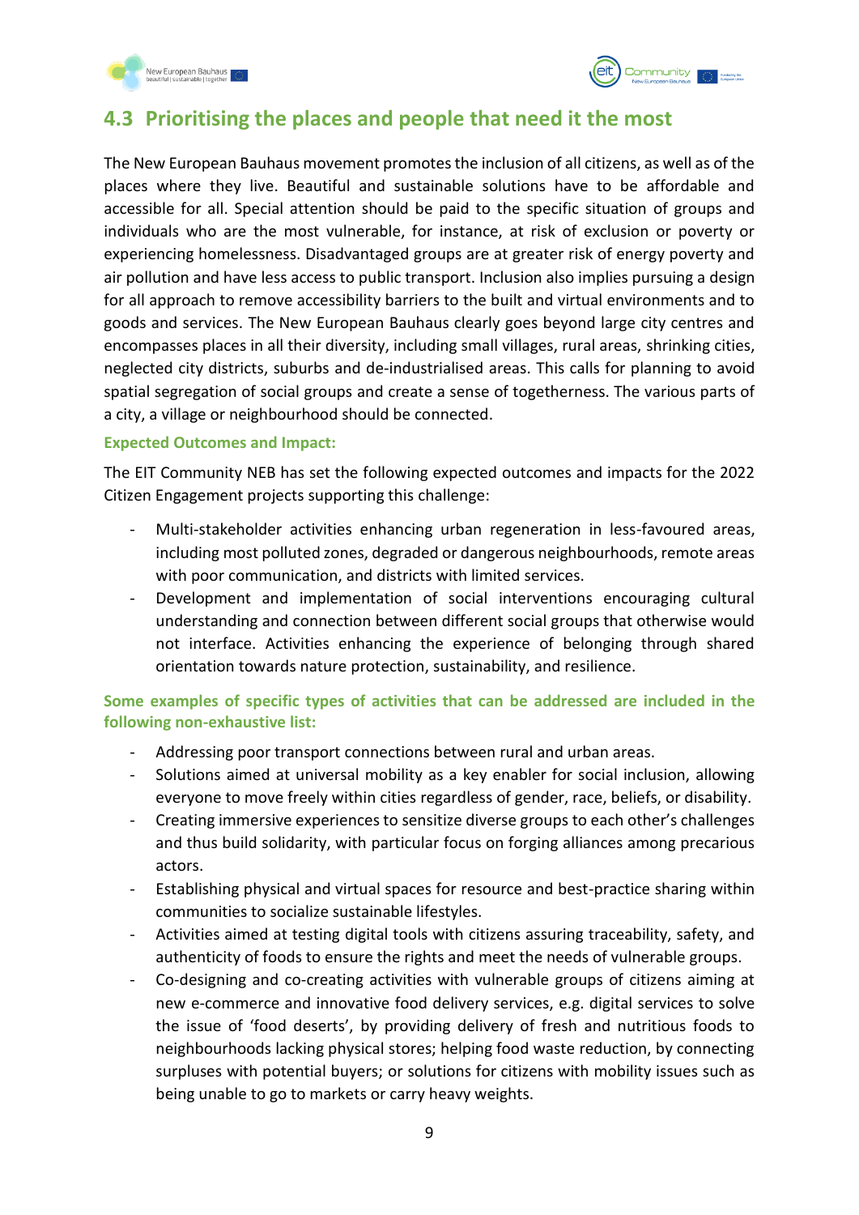## 4.3 Prioritising the places and people that need it the most

The New European Bauhaus movement promotes the inclusion of all citizens, as well as of the places where they live. Beautiful and sustainable solutions have to be affordable and accessible for all. Special attention should be paid to the specific situation of groups and individuals who are the most vulnerable, for instance, at risk of exclusion or poverty or experiencing homelessness. Disadvantaged groups are at greater risk of energy poverty and air pollution and have less access to public transport. Inclusion also implies pursuing a design for all approach to remove accessibility barriers to the built and virtual environments and to goods and services. The New European Bauhaus clearly goes beyond large city centres and encompasses places in all their diversity, including small villages, rural areas, shrinking cities, neglected city districts, suburbs and de-industrialised areas. This calls for planning to avoid spatial segregation of social groups and create a sense of togetherness. The various parts of a city, a village or neighbourhood should be connected.

**Expected Outcomes and Impact:**

The EIT Community NEB has set the following expected outcomes and impacts for the 2022 Citizen Engagement projects supporting this challenge:

- Multi-stakeholder activities enhancing urban regeneration in less-favoured areas, including most polluted zones, degraded or dangerous neighbourhoods, remote areas with poor communication, and districts with limited services.
- Development and implementation of social interventions encouraging cultural understanding and connection between different social groups that otherwise would not interface. Activities enhancing the experience of belonging through shared orientation towards nature protection, sustainability, and resilience.

**Some examples of specific types of activities that can be addressed are included in the following non-exhaustive list:**

- Addressing poor transport connections between rural and urban areas.
- Solutions aimed at universal mobility as a key enabler for social inclusion, allowing everyone to move freely within cities regardless of gender, race, beliefs, or disability.
- Creating immersive experiences to sensitize diverse groups to each other's challenges and thus build solidarity, with particular focus on forging alliances among precarious actors.
- Establishing physical and virtual spaces for resource and best-practice sharing within communities to socialize sustainable lifestyles.
- Activities aimed at testing digital tools with citizens assuring traceability, safety, and authenticity of foods to ensure the rights and meet the needs of vulnerable groups.
- Co-designing and co-creating activities with vulnerable groups of citizens aiming at new e-commerce and innovative food delivery services, e.g. digital services to solve the issue of 'food deserts', by providing delivery of fresh and nutritious foods to neighbourhoods lacking physical stores; helping food waste reduction, by connecting surpluses with potential buyers; or solutions for citizens with mobility issues such as being unable to go to markets or carry heavy weights.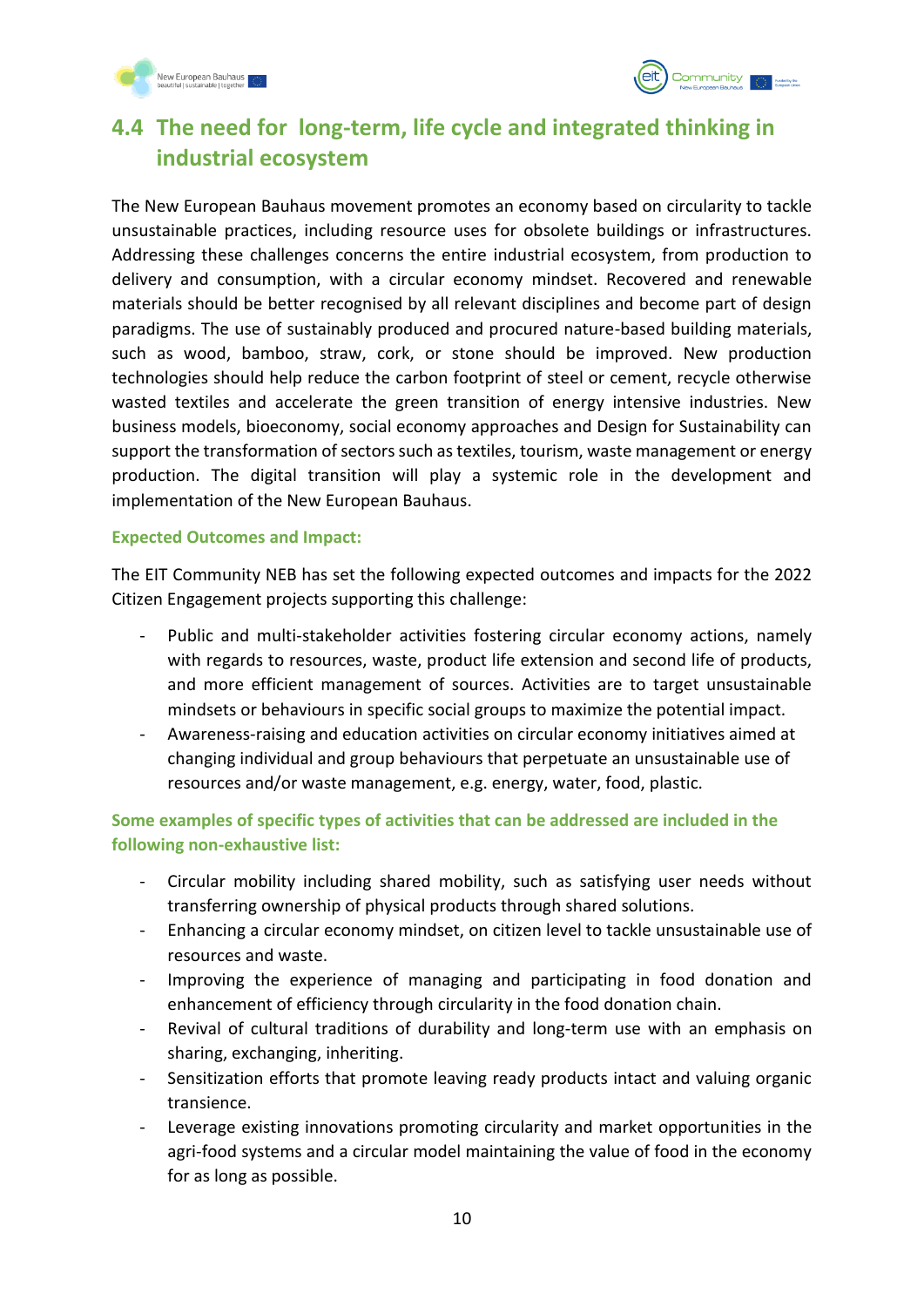## 4.4 The need for long-term, life cycle and integrated thinking in industrial ecosystem

The New European Bauhaus movement promotes an economy based on circularity to tackle unsustainable practices, including resource uses for obsolete buildings or infrastructures. Addressing these challenges concerns the entire industrial ecosystem, from production to delivery and consumption, with a circular economy mindset. Recovered and renewable materials should be better recognised by all relevant disciplines and become part of design paradigms. The use of sustainably produced and procured nature-based building materials, such as wood, bamboo, straw, cork, or stone should be improved. New production technologies should help reduce the carbon footprint of steel or cement, recycle otherwise wasted textiles and accelerate the green transition of energy intensive industries. New business models, bioeconomy, social economy approaches and Design for Sustainability can support the transformation of sectors such as textiles, tourism, waste management or energy production. The digital transition will play a systemic role in the development and implementation of the New European Bauhaus.

**Expected Outcomes and Impact:**

The EIT Community NEB has set the following expected outcomes and impacts for the 2022 Citizen Engagement projects supporting this challenge:

- Public and multi-stakeholder activities fostering circular economy actions, namely with regards to resources, waste, product life extension and second life of products, and more efficient management of sources. Activities are to target unsustainable mindsets or behaviours in specific social groups to maximize the potential impact.
- Awareness-raising and education activities on circular economy initiatives aimed at changing individual and group behaviours that perpetuate an unsustainable use of resources and/or waste management, e.g. energy, water, food, plastic.

**Some examples of specific types of activities that can be addressed are included in the following non-exhaustive list:**

- Circular mobility including shared mobility, such as satisfying user needs without transferring ownership of physical products through shared solutions.
- Enhancing a circular economy mindset, on citizen level to tackle unsustainable use of resources and waste.
- Improving the experience of managing and participating in food donation and enhancement of efficiency through circularity in the food donation chain.
- Revival of cultural traditions of durability and long-term use with an emphasis on sharing, exchanging, inheriting.
- Sensitization efforts that promote leaving ready products intact and valuing organic transience.
- Leverage existing innovations promoting circularity and market opportunities in the agri-food systems and a circular model maintaining the value of food in the economy for as long as possible.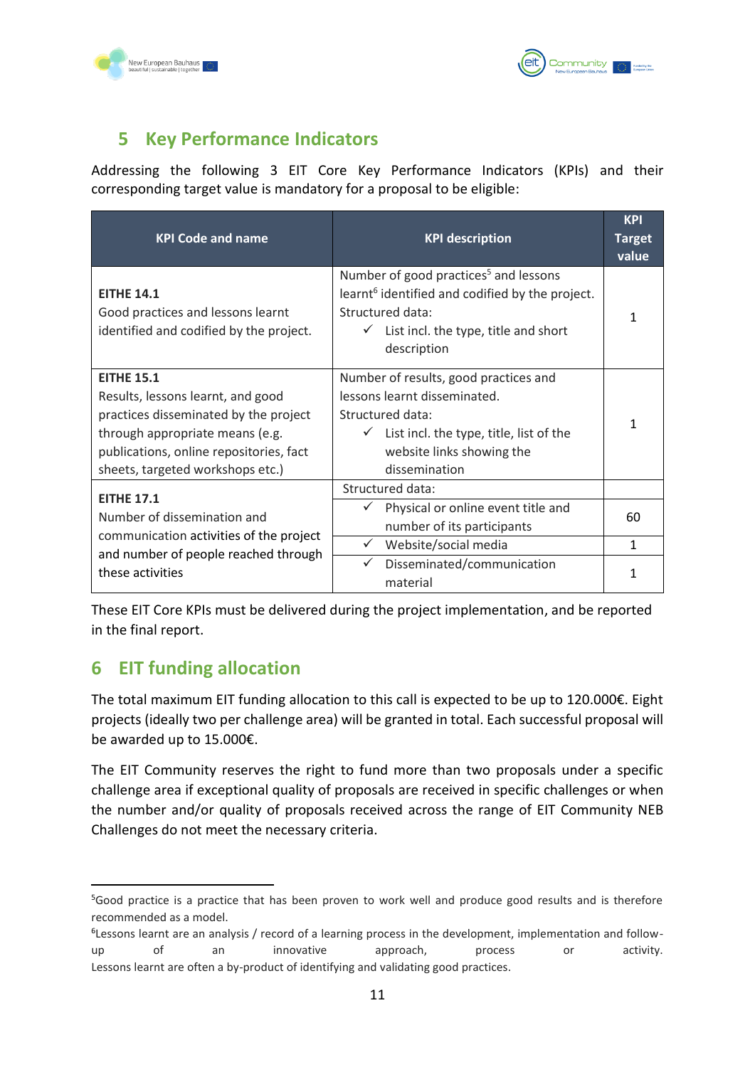## 5 Key Performance Indicators

Addressing the following 3 EIT Core Key Performance Indicators (KPIs) and their corresponding target value is mandatory for a proposal to be eligible:

| KPI Code and name | KPI description | KPI Target value |
|---|---|---|
| **EITHE 14.1**<br>Good practices and lessons learnt identified and codified by the project. | Number of good practices[5] and lessons learnt[6] identified and codified by the project.<br>Structured data:<br>✓ List incl. the type, title and short description | 1 |
| **EITHE 15.1**<br>Results, lessons learnt, and good practices disseminated by the project through appropriate means (e.g. publications, online repositories, fact sheets, targeted workshops etc.) | Number of results, good practices and lessons learnt disseminated.<br>Structured data:<br>✓ List incl. the type, title, list of the website links showing the dissemination | 1 |
| **EITHE 17.1**<br>Number of dissemination and communication activities of the project and number of people reached through these activities | Structured data: | |
| | ✓ Physical or online event title and number of its participants | 60 |
| | ✓ Website/social media | 1 |
| | ✓ Disseminated/communication material | 1 |

These EIT Core KPIs must be delivered during the project implementation, and be reported in the final report.

## 6 EIT funding allocation

The total maximum EIT funding allocation to this call is expected to be up to 120.000€. Eight projects (ideally two per challenge area) will be granted in total. Each successful proposal will be awarded up to 15.000€.

The EIT Community reserves the right to fund more than two proposals under a specific challenge area if exceptional quality of proposals are received in specific challenges or when the number and/or quality of proposals received across the range of EIT Community NEB Challenges do not meet the necessary criteria.

---

[5]Good practice is a practice that has been proven to work well and produce good results and is therefore recommended as a model.

[6]Lessons learnt are an analysis / record of a learning process in the development, implementation and follow-up of an innovative approach, process or activity. Lessons learnt are often a by-product of identifying and validating good practices.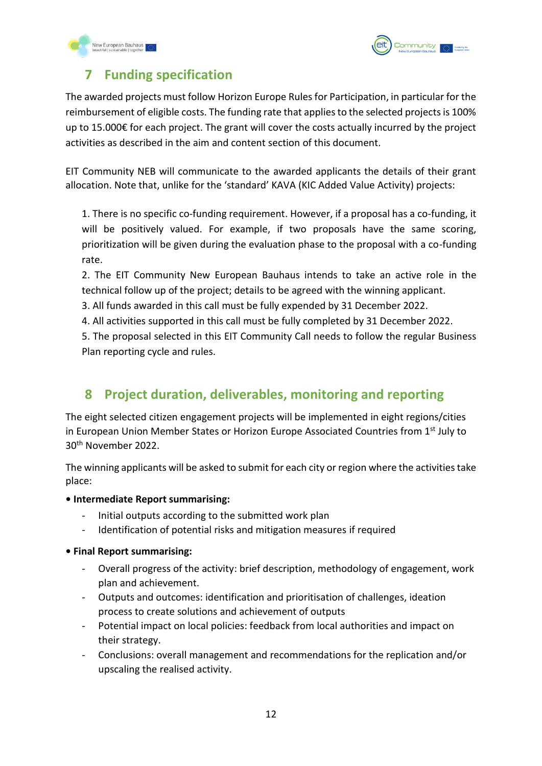## 7 Funding specification

The awarded projects must follow Horizon Europe Rules for Participation, in particular for the reimbursement of eligible costs. The funding rate that applies to the selected projects is 100% up to 15.000€ for each project. The grant will cover the costs actually incurred by the project activities as described in the aim and content section of this document.

EIT Community NEB will communicate to the awarded applicants the details of their grant allocation. Note that, unlike for the 'standard' KAVA (KIC Added Value Activity) projects:

1. There is no specific co-funding requirement. However, if a proposal has a co-funding, it will be positively valued. For example, if two proposals have the same scoring, prioritization will be given during the evaluation phase to the proposal with a co-funding rate.
2. The EIT Community New European Bauhaus intends to take an active role in the technical follow up of the project; details to be agreed with the winning applicant.
3. All funds awarded in this call must be fully expended by 31 December 2022.
4. All activities supported in this call must be fully completed by 31 December 2022.
5. The proposal selected in this EIT Community Call needs to follow the regular Business Plan reporting cycle and rules.

## 8 Project duration, deliverables, monitoring and reporting

The eight selected citizen engagement projects will be implemented in eight regions/cities in European Union Member States or Horizon Europe Associated Countries from 1st July to 30th November 2022.

The winning applicants will be asked to submit for each city or region where the activities take place:

- **Intermediate Report summarising:**
  - Initial outputs according to the submitted work plan
  - Identification of potential risks and mitigation measures if required
- **Final Report summarising:**
  - Overall progress of the activity: brief description, methodology of engagement, work plan and achievement.
  - Outputs and outcomes: identification and prioritisation of challenges, ideation process to create solutions and achievement of outputs
  - Potential impact on local policies: feedback from local authorities and impact on their strategy.
  - Conclusions: overall management and recommendations for the replication and/or upscaling the realised activity.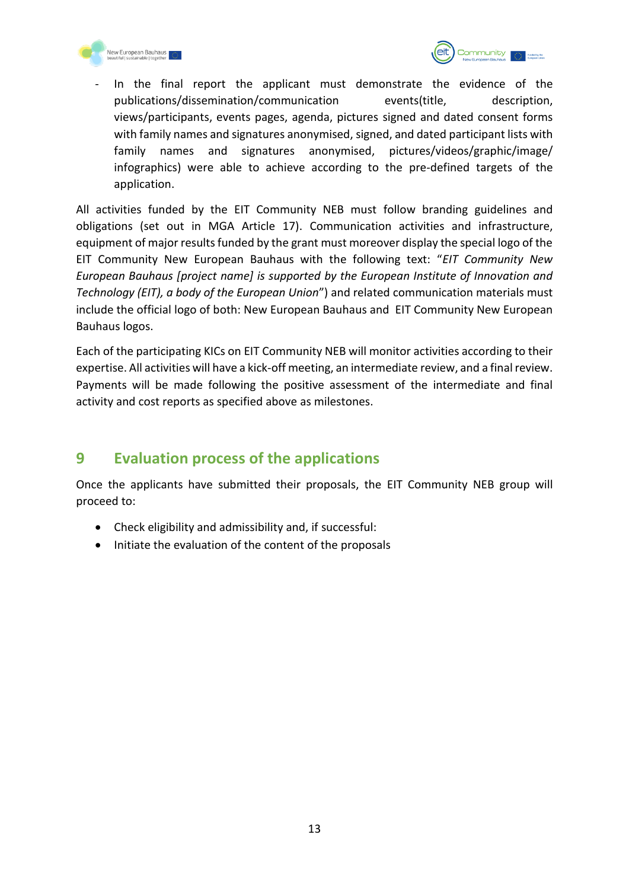- In the final report the applicant must demonstrate the evidence of the publications/dissemination/communication events(title, description, views/participants, events pages, agenda, pictures signed and dated consent forms with family names and signatures anonymised, signed, and dated participant lists with family names and signatures anonymised, pictures/videos/graphic/image/ infographics) were able to achieve according to the pre-defined targets of the application.

All activities funded by the EIT Community NEB must follow branding guidelines and obligations (set out in MGA Article 17). Communication activities and infrastructure, equipment of major results funded by the grant must moreover display the special logo of the EIT Community New European Bauhaus with the following text: "*EIT Community New European Bauhaus [project name] is supported by the European Institute of Innovation and Technology (EIT), a body of the European Union*") and related communication materials must include the official logo of both: New European Bauhaus and EIT Community New European Bauhaus logos.

Each of the participating KICs on EIT Community NEB will monitor activities according to their expertise. All activities will have a kick-off meeting, an intermediate review, and a final review. Payments will be made following the positive assessment of the intermediate and final activity and cost reports as specified above as milestones.

# 9 Evaluation process of the applications

Once the applicants have submitted their proposals, the EIT Community NEB group will proceed to:

- Check eligibility and admissibility and, if successful:
- Initiate the evaluation of the content of the proposals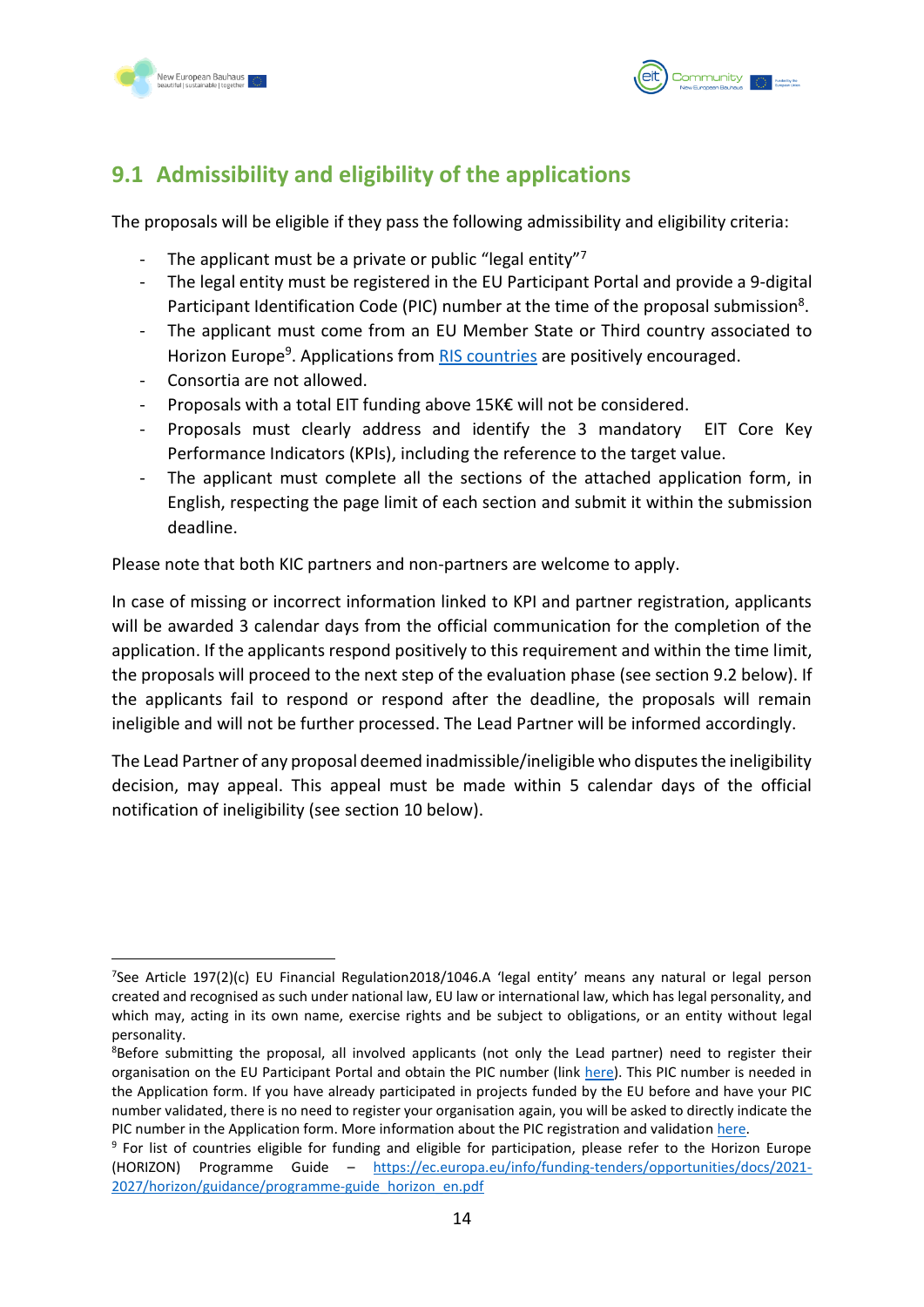## 9.1 Admissibility and eligibility of the applications

The proposals will be eligible if they pass the following admissibility and eligibility criteria:

- The applicant must be a private or public "legal entity"[7]
- The legal entity must be registered in the EU Participant Portal and provide a 9-digital Participant Identification Code (PIC) number at the time of the proposal submission[8].
- The applicant must come from an EU Member State or Third country associated to Horizon Europe[9]. Applications from RIS countries are positively encouraged.
- Consortia are not allowed.
- Proposals with a total EIT funding above 15K€ will not be considered.
- Proposals must clearly address and identify the 3 mandatory EIT Core Key Performance Indicators (KPIs), including the reference to the target value.
- The applicant must complete all the sections of the attached application form, in English, respecting the page limit of each section and submit it within the submission deadline.

Please note that both KIC partners and non-partners are welcome to apply.

In case of missing or incorrect information linked to KPI and partner registration, applicants will be awarded 3 calendar days from the official communication for the completion of the application. If the applicants respond positively to this requirement and within the time limit, the proposals will proceed to the next step of the evaluation phase (see section 9.2 below). If the applicants fail to respond or respond after the deadline, the proposals will remain ineligible and will not be further processed. The Lead Partner will be informed accordingly.

The Lead Partner of any proposal deemed inadmissible/ineligible who disputes the ineligibility decision, may appeal. This appeal must be made within 5 calendar days of the official notification of ineligibility (see section 10 below).

---

[7] See Article 197(2)(c) EU Financial Regulation2018/1046.A 'legal entity' means any natural or legal person created and recognised as such under national law, EU law or international law, which has legal personality, and which may, acting in its own name, exercise rights and be subject to obligations, or an entity without legal personality.

[8] Before submitting the proposal, all involved applicants (not only the Lead partner) need to register their organisation on the EU Participant Portal and obtain the PIC number (link here). This PIC number is needed in the Application form. If you have already participated in projects funded by the EU before and have your PIC number validated, there is no need to register your organisation again, you will be asked to directly indicate the PIC number in the Application form. More information about the PIC registration and validation here.

[9] For list of countries eligible for funding and eligible for participation, please refer to the Horizon Europe (HORIZON) Programme Guide – https://ec.europa.eu/info/funding-tenders/opportunities/docs/2021-2027/horizon/guidance/programme-guide_horizon_en.pdf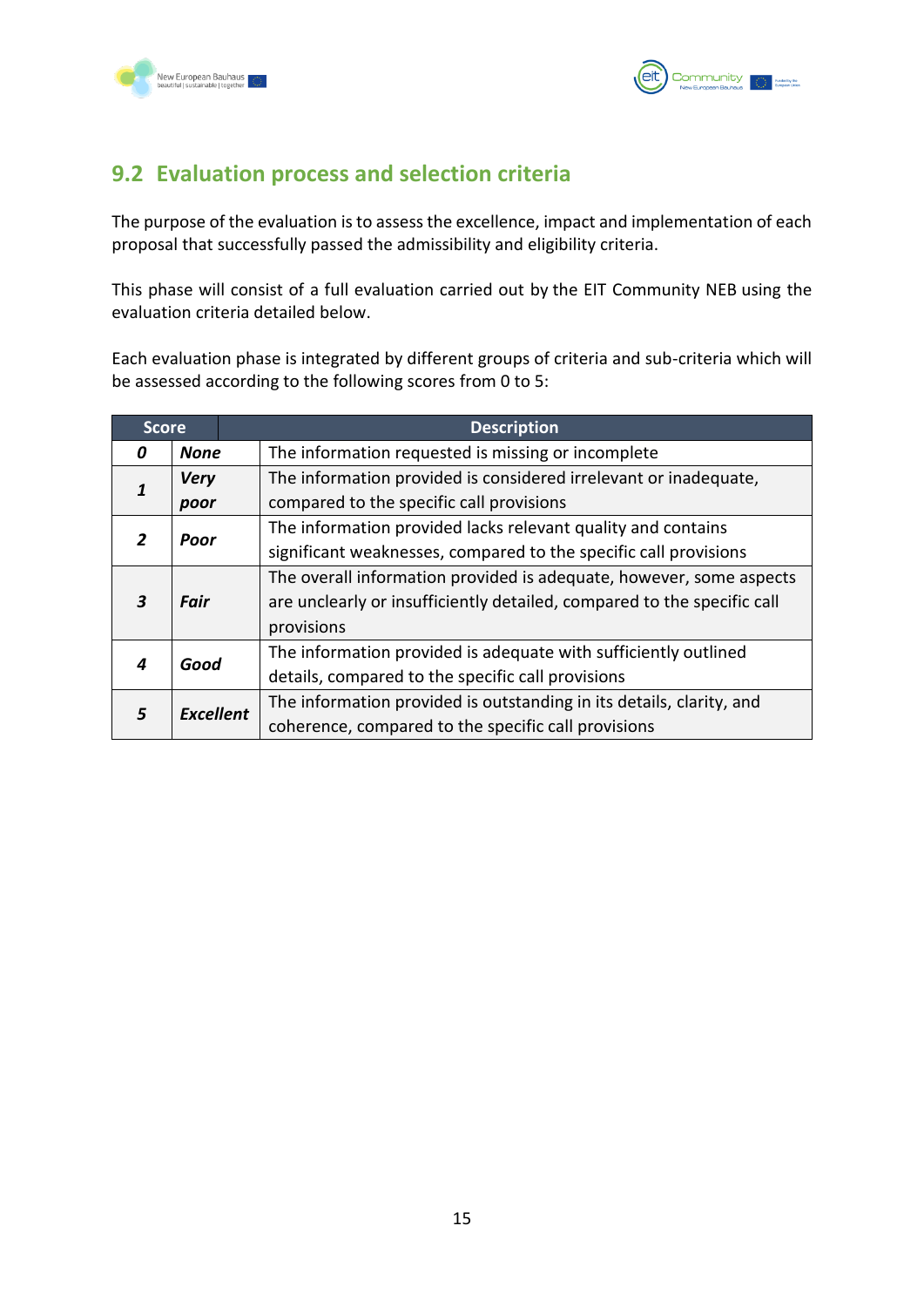## 9.2 Evaluation process and selection criteria

The purpose of the evaluation is to assess the excellence, impact and implementation of each proposal that successfully passed the admissibility and eligibility criteria.

This phase will consist of a full evaluation carried out by the EIT Community NEB using the evaluation criteria detailed below.

Each evaluation phase is integrated by different groups of criteria and sub-criteria which will be assessed according to the following scores from 0 to 5:

| Score | | Description |
|---|---|---|
| ***0*** | ***None*** | The information requested is missing or incomplete |
| ***1*** | ***Very poor*** | The information provided is considered irrelevant or inadequate, compared to the specific call provisions |
| ***2*** | ***Poor*** | The information provided lacks relevant quality and contains significant weaknesses, compared to the specific call provisions |
| ***3*** | ***Fair*** | The overall information provided is adequate, however, some aspects are unclearly or insufficiently detailed, compared to the specific call provisions |
| ***4*** | ***Good*** | The information provided is adequate with sufficiently outlined details, compared to the specific call provisions |
| ***5*** | ***Excellent*** | The information provided is outstanding in its details, clarity, and coherence, compared to the specific call provisions |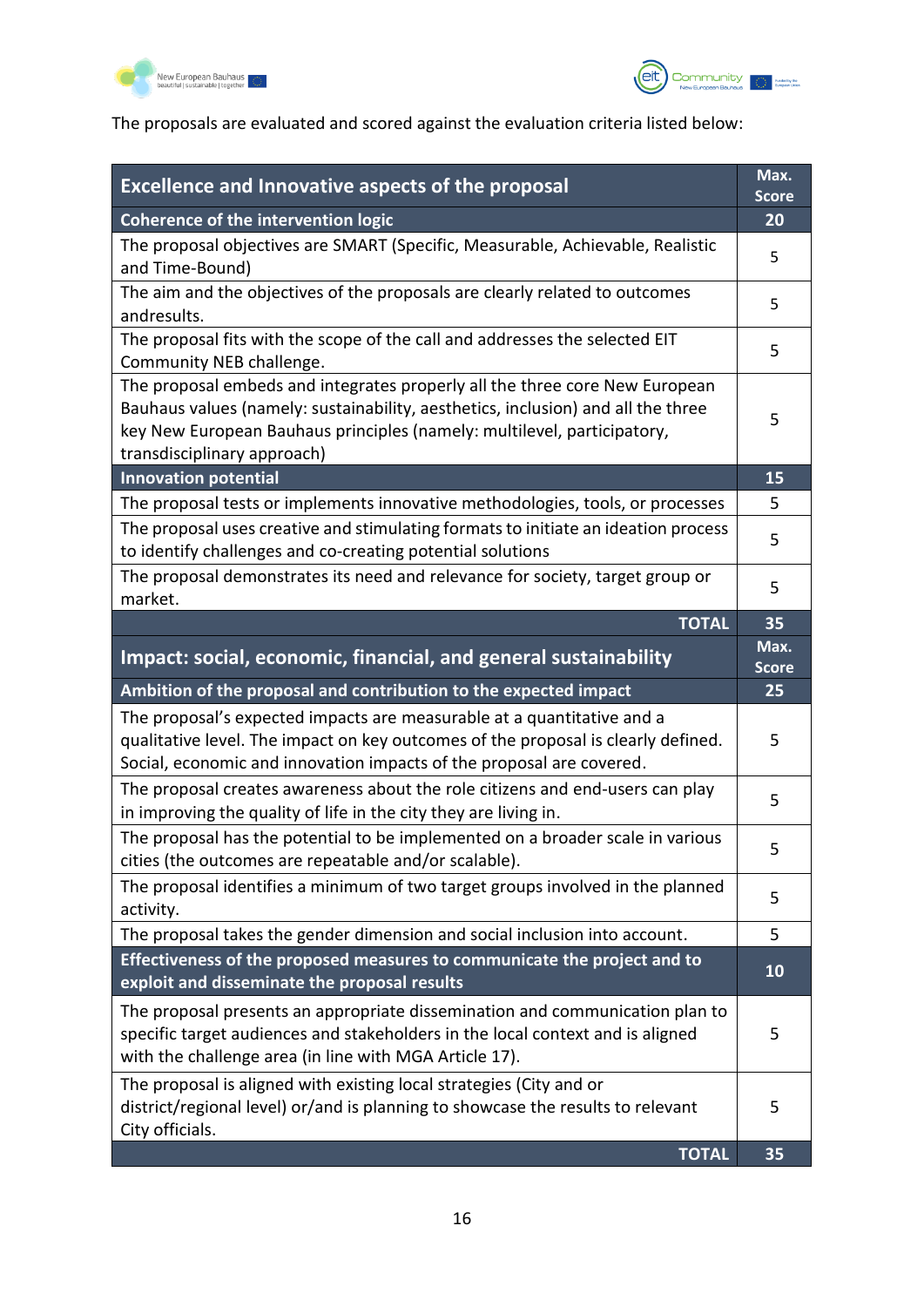The proposals are evaluated and scored against the evaluation criteria listed below:

| **Excellence and Innovative aspects of the proposal** | **Max. Score** |
|---|---|
| **Coherence of the intervention logic** | **20** |
| The proposal objectives are SMART (Specific, Measurable, Achievable, Realistic and Time-Bound) | 5 |
| The aim and the objectives of the proposals are clearly related to outcomes andresults. | 5 |
| The proposal fits with the scope of the call and addresses the selected EIT Community NEB challenge. | 5 |
| The proposal embeds and integrates properly all the three core New European Bauhaus values (namely: sustainability, aesthetics, inclusion) and all the three key New European Bauhaus principles (namely: multilevel, participatory, transdisciplinary approach) | 5 |
| **Innovation potential** | **15** |
| The proposal tests or implements innovative methodologies, tools, or processes | 5 |
| The proposal uses creative and stimulating formats to initiate an ideation process to identify challenges and co-creating potential solutions | 5 |
| The proposal demonstrates its need and relevance for society, target group or market. | 5 |
| **TOTAL** | **35** |
| **Impact: social, economic, financial, and general sustainability** | **Max. Score** |
| **Ambition of the proposal and contribution to the expected impact** | **25** |
| The proposal's expected impacts are measurable at a quantitative and a qualitative level. The impact on key outcomes of the proposal is clearly defined. Social, economic and innovation impacts of the proposal are covered. | 5 |
| The proposal creates awareness about the role citizens and end-users can play in improving the quality of life in the city they are living in. | 5 |
| The proposal has the potential to be implemented on a broader scale in various cities (the outcomes are repeatable and/or scalable). | 5 |
| The proposal identifies a minimum of two target groups involved in the planned activity. | 5 |
| The proposal takes the gender dimension and social inclusion into account. | 5 |
| **Effectiveness of the proposed measures to communicate the project and to exploit and disseminate the proposal results** | **10** |
| The proposal presents an appropriate dissemination and communication plan to specific target audiences and stakeholders in the local context and is aligned with the challenge area (in line with MGA Article 17). | 5 |
| The proposal is aligned with existing local strategies (City and or district/regional level) or/and is planning to showcase the results to relevant City officials. | 5 |
| **TOTAL** | **35** |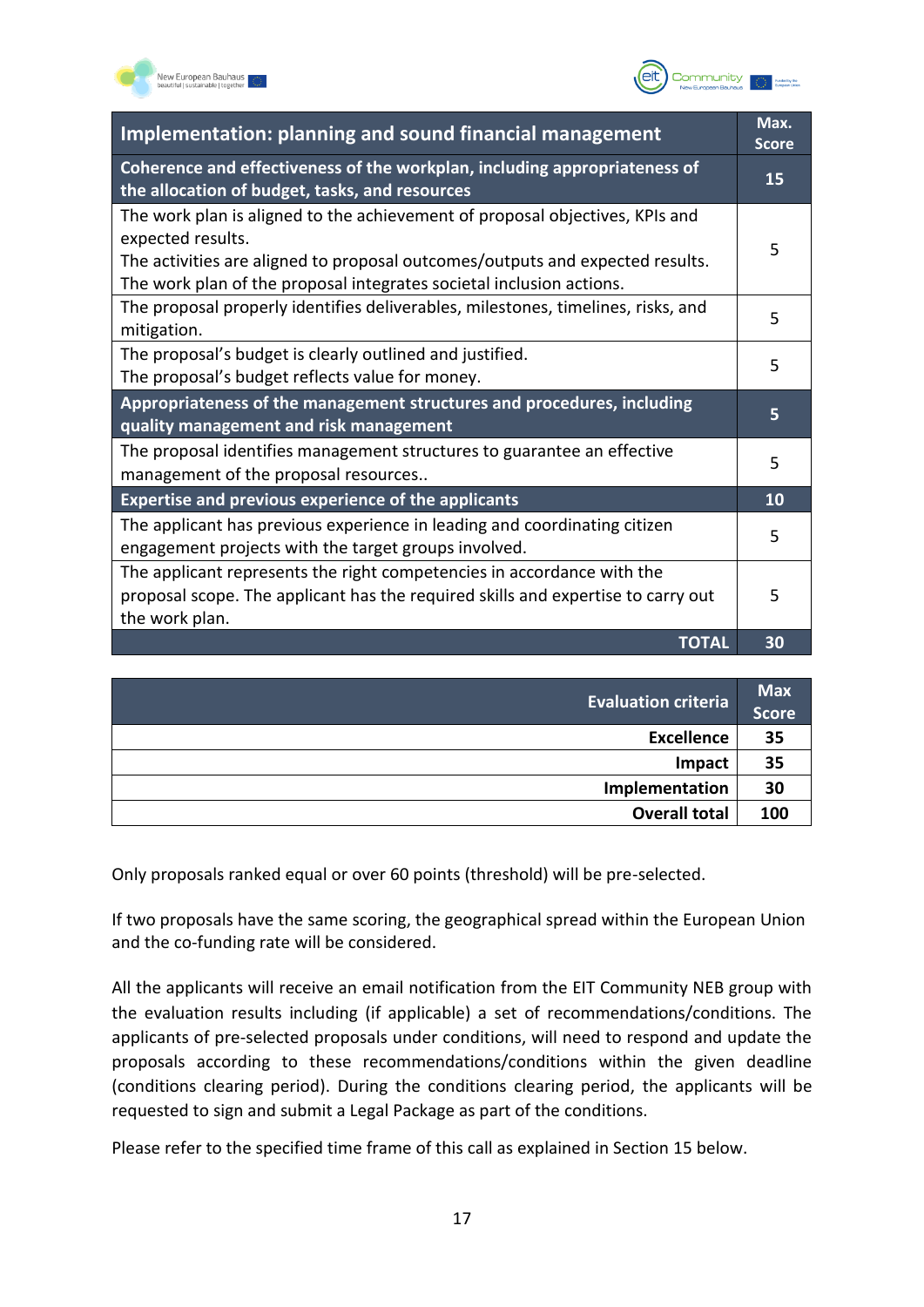| Implementation: planning and sound financial management | Max. Score |
|---|---|
| **Coherence and effectiveness of the workplan, including appropriateness of the allocation of budget, tasks, and resources** | **15** |
| The work plan is aligned to the achievement of proposal objectives, KPIs and expected results.<br>The activities are aligned to proposal outcomes/outputs and expected results.<br>The work plan of the proposal integrates societal inclusion actions. | 5 |
| The proposal properly identifies deliverables, milestones, timelines, risks, and mitigation. | 5 |
| The proposal's budget is clearly outlined and justified.<br>The proposal's budget reflects value for money. | 5 |
| **Appropriateness of the management structures and procedures, including quality management and risk management** | **5** |
| The proposal identifies management structures to guarantee an effective management of the proposal resources.. | 5 |
| **Expertise and previous experience of the applicants** | **10** |
| The applicant has previous experience in leading and coordinating citizen engagement projects with the target groups involved. | 5 |
| The applicant represents the right competencies in accordance with the proposal scope. The applicant has the required skills and expertise to carry out the work plan. | 5 |
| **TOTAL** | **30** |

| Evaluation criteria | Max Score |
|---|---|
| **Excellence** | **35** |
| **Impact** | **35** |
| **Implementation** | **30** |
| **Overall total** | **100** |

Only proposals ranked equal or over 60 points (threshold) will be pre-selected.

If two proposals have the same scoring, the geographical spread within the European Union and the co-funding rate will be considered.

All the applicants will receive an email notification from the EIT Community NEB group with the evaluation results including (if applicable) a set of recommendations/conditions. The applicants of pre-selected proposals under conditions, will need to respond and update the proposals according to these recommendations/conditions within the given deadline (conditions clearing period). During the conditions clearing period, the applicants will be requested to sign and submit a Legal Package as part of the conditions.

Please refer to the specified time frame of this call as explained in Section 15 below.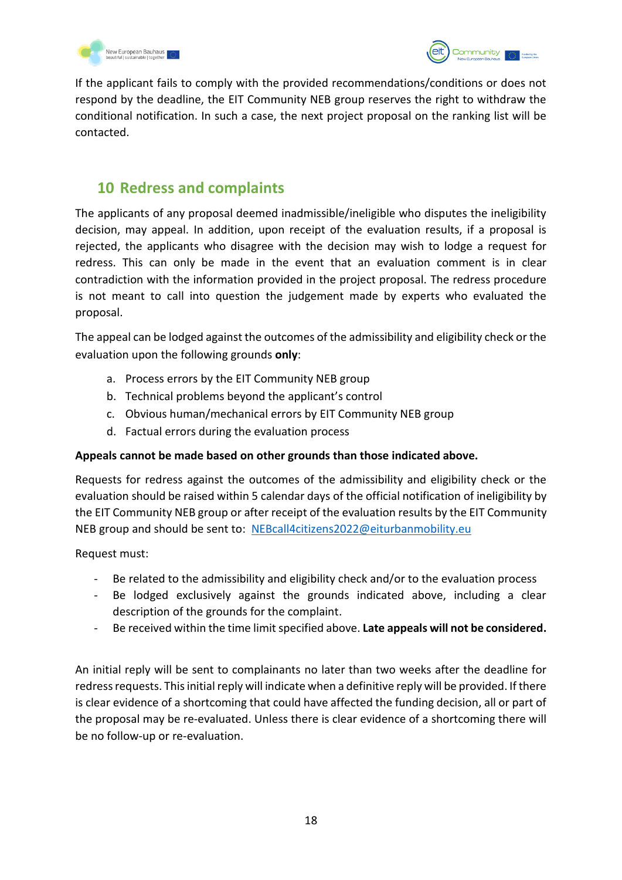If the applicant fails to comply with the provided recommendations/conditions or does not respond by the deadline, the EIT Community NEB group reserves the right to withdraw the conditional notification. In such a case, the next project proposal on the ranking list will be contacted.

## 10 Redress and complaints

The applicants of any proposal deemed inadmissible/ineligible who disputes the ineligibility decision, may appeal. In addition, upon receipt of the evaluation results, if a proposal is rejected, the applicants who disagree with the decision may wish to lodge a request for redress. This can only be made in the event that an evaluation comment is in clear contradiction with the information provided in the project proposal. The redress procedure is not meant to call into question the judgement made by experts who evaluated the proposal.

The appeal can be lodged against the outcomes of the admissibility and eligibility check or the evaluation upon the following grounds **only**:

a. Process errors by the EIT Community NEB group
b. Technical problems beyond the applicant's control
c. Obvious human/mechanical errors by EIT Community NEB group
d. Factual errors during the evaluation process

**Appeals cannot be made based on other grounds than those indicated above.**

Requests for redress against the outcomes of the admissibility and eligibility check or the evaluation should be raised within 5 calendar days of the official notification of ineligibility by the EIT Community NEB group or after receipt of the evaluation results by the EIT Community NEB group and should be sent to: NEBcall4citizens2022@eiturbanmobility.eu

Request must:

- Be related to the admissibility and eligibility check and/or to the evaluation process
- Be lodged exclusively against the grounds indicated above, including a clear description of the grounds for the complaint.
- Be received within the time limit specified above. **Late appeals will not be considered.**

An initial reply will be sent to complainants no later than two weeks after the deadline for redress requests. This initial reply will indicate when a definitive reply will be provided. If there is clear evidence of a shortcoming that could have affected the funding decision, all or part of the proposal may be re-evaluated. Unless there is clear evidence of a shortcoming there will be no follow-up or re-evaluation.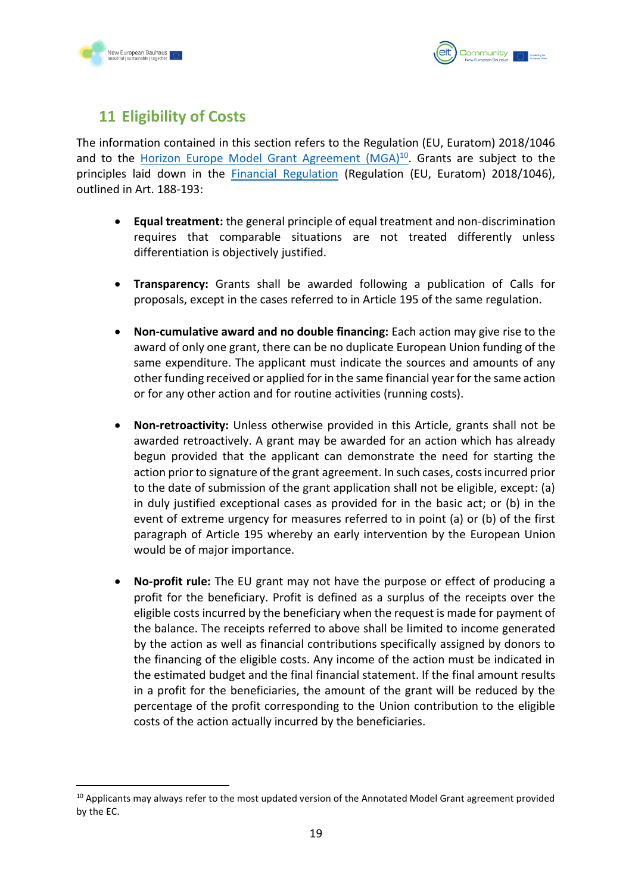## 11 Eligibility of Costs

The information contained in this section refers to the Regulation (EU, Euratom) 2018/1046 and to the Horizon Europe Model Grant Agreement (MGA)[10]. Grants are subject to the principles laid down in the Financial Regulation (Regulation (EU, Euratom) 2018/1046), outlined in Art. 188-193:

- **Equal treatment:** the general principle of equal treatment and non-discrimination requires that comparable situations are not treated differently unless differentiation is objectively justified.
- **Transparency:** Grants shall be awarded following a publication of Calls for proposals, except in the cases referred to in Article 195 of the same regulation.
- **Non-cumulative award and no double financing:** Each action may give rise to the award of only one grant, there can be no duplicate European Union funding of the same expenditure. The applicant must indicate the sources and amounts of any other funding received or applied for in the same financial year for the same action or for any other action and for routine activities (running costs).
- **Non-retroactivity:** Unless otherwise provided in this Article, grants shall not be awarded retroactively. A grant may be awarded for an action which has already begun provided that the applicant can demonstrate the need for starting the action prior to signature of the grant agreement. In such cases, costs incurred prior to the date of submission of the grant application shall not be eligible, except: (a) in duly justified exceptional cases as provided for in the basic act; or (b) in the event of extreme urgency for measures referred to in point (a) or (b) of the first paragraph of Article 195 whereby an early intervention by the European Union would be of major importance.
- **No-profit rule:** The EU grant may not have the purpose or effect of producing a profit for the beneficiary. Profit is defined as a surplus of the receipts over the eligible costs incurred by the beneficiary when the request is made for payment of the balance. The receipts referred to above shall be limited to income generated by the action as well as financial contributions specifically assigned by donors to the financing of the eligible costs. Any income of the action must be indicated in the estimated budget and the final financial statement. If the final amount results in a profit for the beneficiaries, the amount of the grant will be reduced by the percentage of the profit corresponding to the Union contribution to the eligible costs of the action actually incurred by the beneficiaries.

[10] Applicants may always refer to the most updated version of the Annotated Model Grant agreement provided by the EC.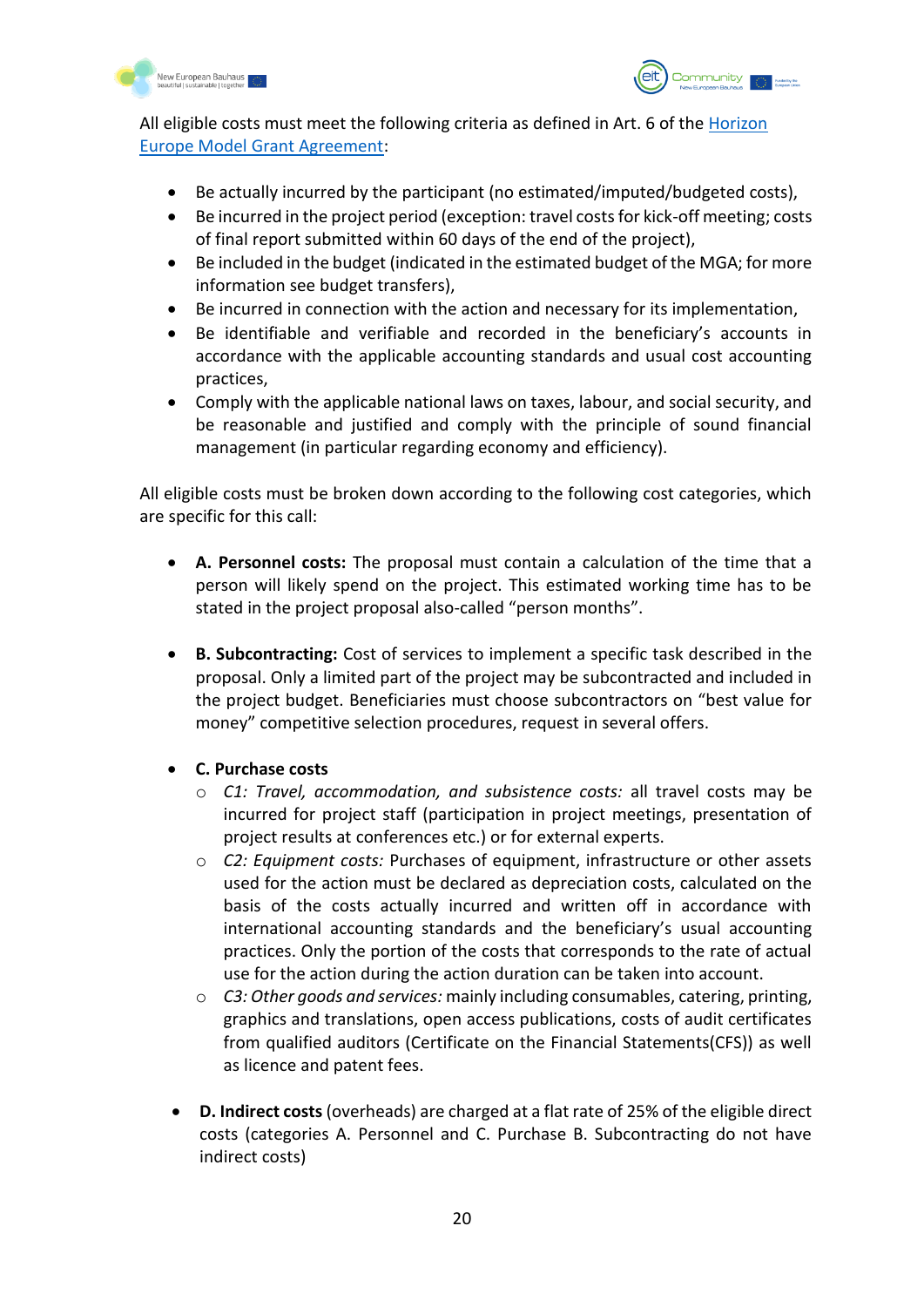All eligible costs must meet the following criteria as defined in Art. 6 of the [Horizon Europe Model Grant Agreement]:

- Be actually incurred by the participant (no estimated/imputed/budgeted costs),
- Be incurred in the project period (exception: travel costs for kick-off meeting; costs of final report submitted within 60 days of the end of the project),
- Be included in the budget (indicated in the estimated budget of the MGA; for more information see budget transfers),
- Be incurred in connection with the action and necessary for its implementation,
- Be identifiable and verifiable and recorded in the beneficiary's accounts in accordance with the applicable accounting standards and usual cost accounting practices,
- Comply with the applicable national laws on taxes, labour, and social security, and be reasonable and justified and comply with the principle of sound financial management (in particular regarding economy and efficiency).

All eligible costs must be broken down according to the following cost categories, which are specific for this call:

- **A. Personnel costs:** The proposal must contain a calculation of the time that a person will likely spend on the project. This estimated working time has to be stated in the project proposal also-called "person months".

- **B. Subcontracting:** Cost of services to implement a specific task described in the proposal. Only a limited part of the project may be subcontracted and included in the project budget. Beneficiaries must choose subcontractors on "best value for money" competitive selection procedures, request in several offers.

- **C. Purchase costs**
  - *C1: Travel, accommodation, and subsistence costs:* all travel costs may be incurred for project staff (participation in project meetings, presentation of project results at conferences etc.) or for external experts.
  - *C2: Equipment costs:* Purchases of equipment, infrastructure or other assets used for the action must be declared as depreciation costs, calculated on the basis of the costs actually incurred and written off in accordance with international accounting standards and the beneficiary's usual accounting practices. Only the portion of the costs that corresponds to the rate of actual use for the action during the action duration can be taken into account.
  - *C3: Other goods and services:* mainly including consumables, catering, printing, graphics and translations, open access publications, costs of audit certificates from qualified auditors (Certificate on the Financial Statements(CFS)) as well as licence and patent fees.

- **D. Indirect costs** (overheads) are charged at a flat rate of 25% of the eligible direct costs (categories A. Personnel and C. Purchase B. Subcontracting do not have indirect costs)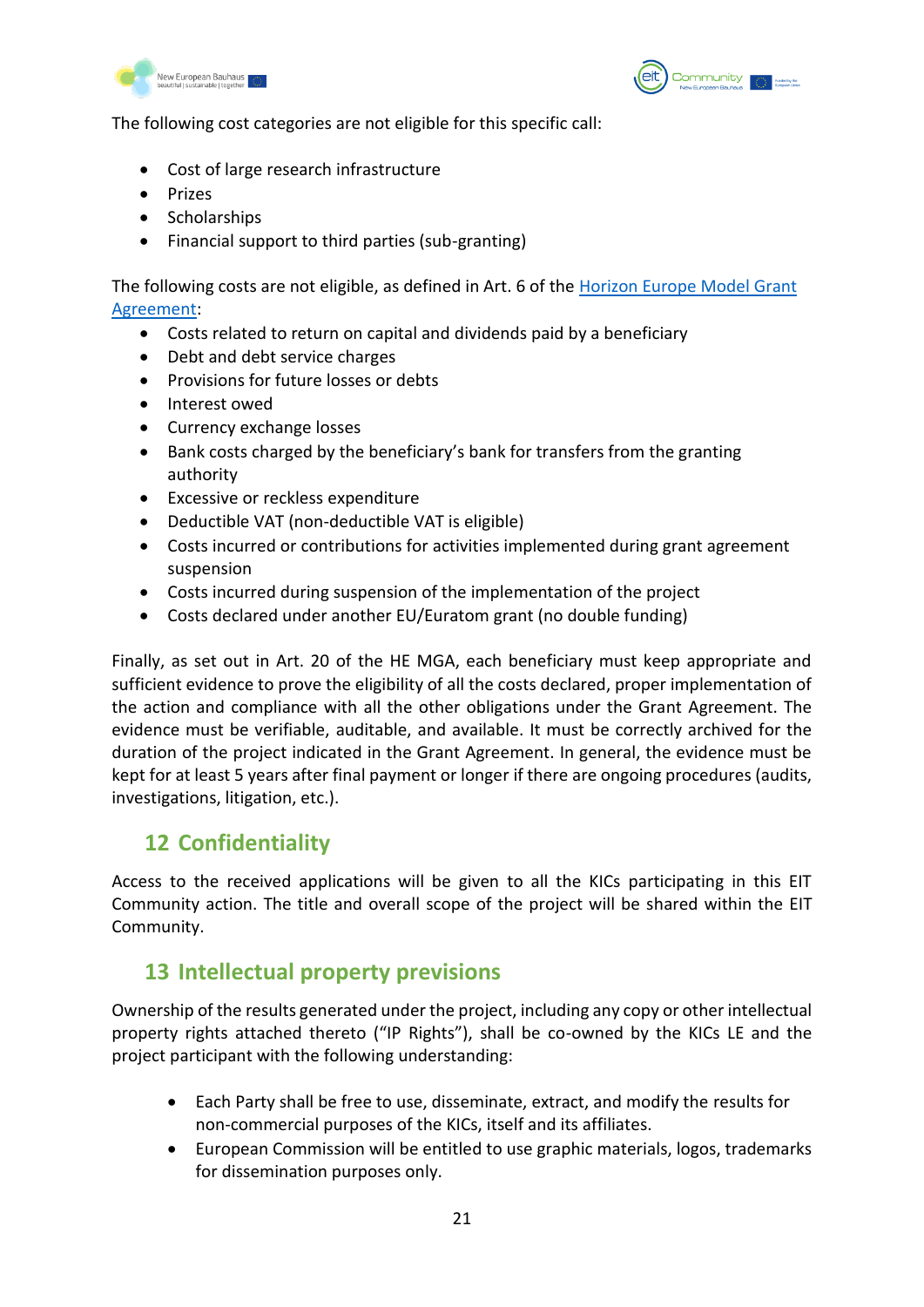The following cost categories are not eligible for this specific call:

- Cost of large research infrastructure
- Prizes
- Scholarships
- Financial support to third parties (sub-granting)

The following costs are not eligible, as defined in Art. 6 of the [Horizon Europe Model Grant Agreement](Horizon Europe Model Grant Agreement):

- Costs related to return on capital and dividends paid by a beneficiary
- Debt and debt service charges
- Provisions for future losses or debts
- Interest owed
- Currency exchange losses
- Bank costs charged by the beneficiary's bank for transfers from the granting authority
- Excessive or reckless expenditure
- Deductible VAT (non-deductible VAT is eligible)
- Costs incurred or contributions for activities implemented during grant agreement suspension
- Costs incurred during suspension of the implementation of the project
- Costs declared under another EU/Euratom grant (no double funding)

Finally, as set out in Art. 20 of the HE MGA, each beneficiary must keep appropriate and sufficient evidence to prove the eligibility of all the costs declared, proper implementation of the action and compliance with all the other obligations under the Grant Agreement. The evidence must be verifiable, auditable, and available. It must be correctly archived for the duration of the project indicated in the Grant Agreement. In general, the evidence must be kept for at least 5 years after final payment or longer if there are ongoing procedures (audits, investigations, litigation, etc.).

## 12 Confidentiality

Access to the received applications will be given to all the KICs participating in this EIT Community action. The title and overall scope of the project will be shared within the EIT Community.

## 13 Intellectual property previsions

Ownership of the results generated under the project, including any copy or other intellectual property rights attached thereto ("IP Rights"), shall be co-owned by the KICs LE and the project participant with the following understanding:

- Each Party shall be free to use, disseminate, extract, and modify the results for non-commercial purposes of the KICs, itself and its affiliates.
- European Commission will be entitled to use graphic materials, logos, trademarks for dissemination purposes only.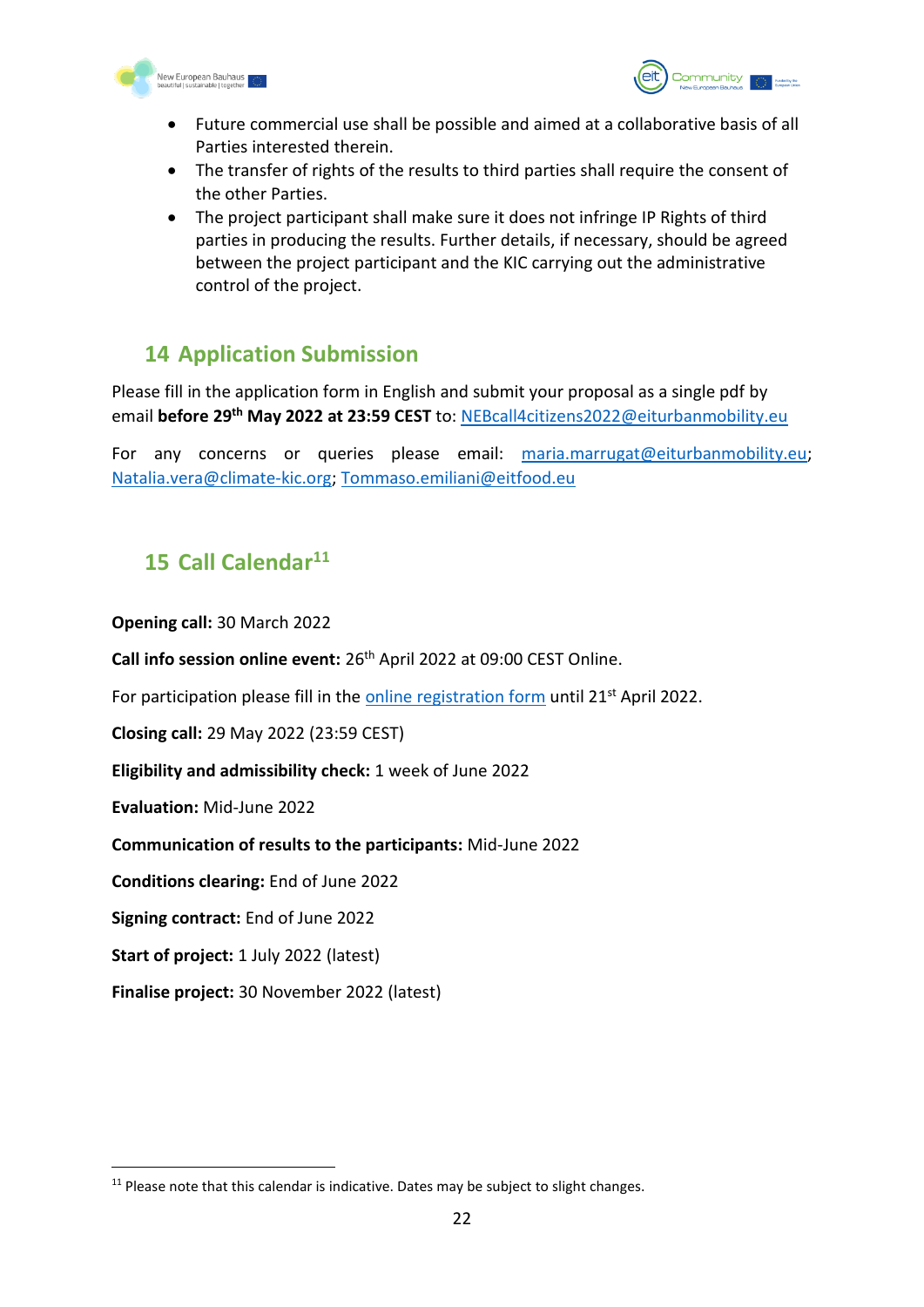- Future commercial use shall be possible and aimed at a collaborative basis of all Parties interested therein.
- The transfer of rights of the results to third parties shall require the consent of the other Parties.
- The project participant shall make sure it does not infringe IP Rights of third parties in producing the results. Further details, if necessary, should be agreed between the project participant and the KIC carrying out the administrative control of the project.

## 14 Application Submission

Please fill in the application form in English and submit your proposal as a single pdf by email **before 29th May 2022 at 23:59 CEST** to: NEBcall4citizens2022@eiturbanmobility.eu

For any concerns or queries please email: maria.marrugat@eiturbanmobility.eu; Natalia.vera@climate-kic.org; Tommaso.emiliani@eitfood.eu

## 15 Call Calendar[11]

**Opening call:** 30 March 2022

**Call info session online event:** 26th April 2022 at 09:00 CEST Online.

For participation please fill in the online registration form until 21st April 2022.

**Closing call:** 29 May 2022 (23:59 CEST)

**Eligibility and admissibility check:** 1 week of June 2022

**Evaluation:** Mid-June 2022

**Communication of results to the participants:** Mid-June 2022

**Conditions clearing:** End of June 2022

**Signing contract:** End of June 2022

**Start of project:** 1 July 2022 (latest)

**Finalise project:** 30 November 2022 (latest)

[11] Please note that this calendar is indicative. Dates may be subject to slight changes.